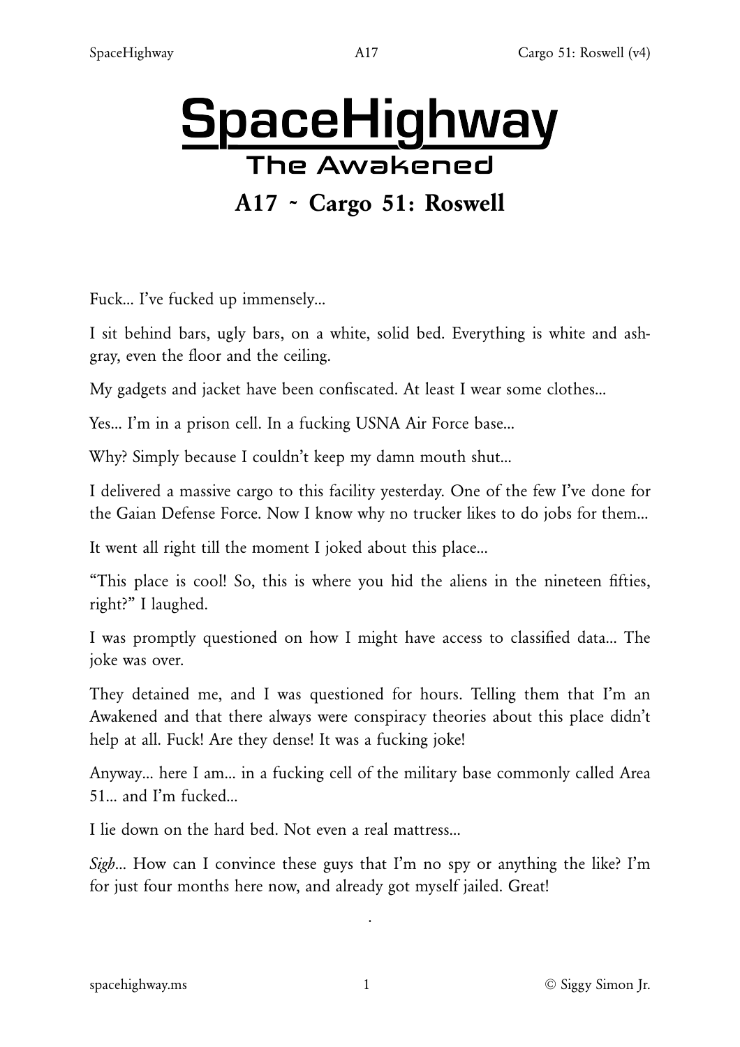# SpaceHighway

## The Awakened

## A17 ~ Cargo 51: Roswell

Fuck… I've fucked up immensely…

I sit behind bars, ugly bars, on a white, solid bed. Everything is white and ash-gray, even the floor and the ceiling.

My gadgets and jacket have been confiscated. At least I wear some clothes…

Yes… I'm in a prison cell. In a fucking USNA Air Force base…

Why? Simply because I couldn't keep my damn mouth shut…

I delivered a massive cargo to this facility yesterday. One of the few I've done for the Gaian Defense Force. Now I know why no trucker likes to do jobs for them…

It went all right till the moment I joked about this place…

"This place is cool! So, this is where you hid the aliens in the nineteen fifties, right?" I laughed.

I was promptly questioned on how I might have access to classified data… The joke was over.

They detained me, and I was questioned for hours. Telling them that I'm an Awakened and that there always were conspiracy theories about this place didn't help at all. Fuck! Are they dense! It was a fucking joke!

Anyway… here I am… in a fucking cell of the military base commonly called Area 51… and I'm fucked…

I lie down on the hard bed. Not even a real mattress…

*Sigh*… How can I convince these guys that I'm no spy or anything the like? I'm for just four months here now, and already got myself jailed. Great!

.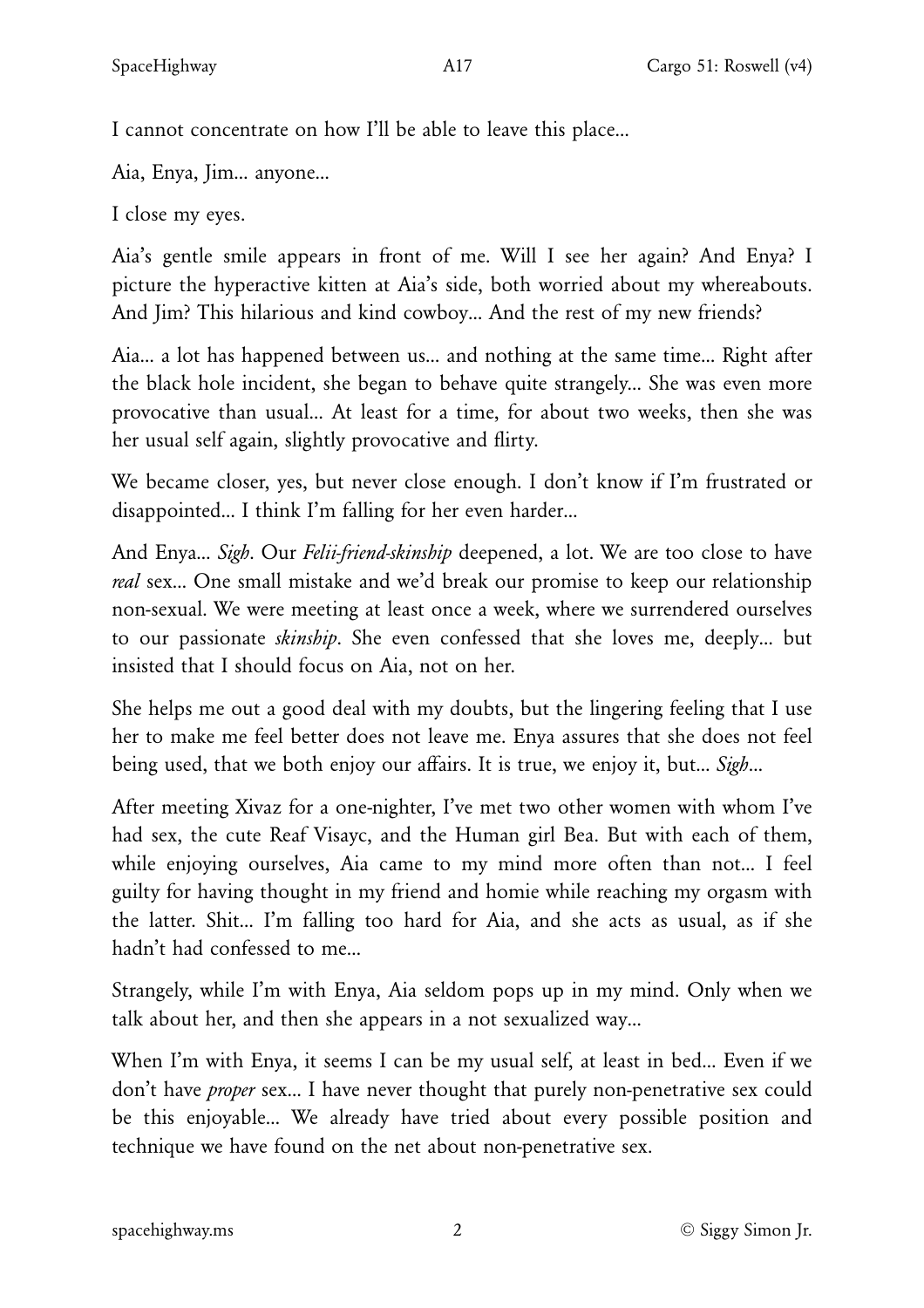I cannot concentrate on how I'll be able to leave this place...

Aia, Enya, Jim... anyone...

I close my eyes.

Aia's gentle smile appears in front of me. Will I see her again? And Enya? I picture the hyperactive kitten at Aia's side, both worried about my whereabouts. And Jim? This hilarious and kind cowboy... And the rest of my new friends?

Aia... a lot has happened between us... and nothing at the same time... Right after the black hole incident, she began to behave quite strangely... She was even more provocative than usual... At least for a time, for about two weeks, then she was her usual self again, slightly provocative and flirty.

We became closer, yes, but never close enough. I don't know if I'm frustrated or disappointed... I think I'm falling for her even harder...

And Enya... *Sigh*. Our *Felii-friend-skinship* deepened, a lot. We are too close to have *real* sex... One small mistake and we'd break our promise to keep our relationship non-sexual. We were meeting at least once a week, where we surrendered ourselves to our passionate *skinship*. She even confessed that she loves me, deeply... but insisted that I should focus on Aia, not on her.

She helps me out a good deal with my doubts, but the lingering feeling that I use her to make me feel better does not leave me. Enya assures that she does not feel being used, that we both enjoy our affairs. It is true, we enjoy it, but... *Sigh*...

After meeting Xivaz for a one-nighter, I've met two other women with whom I've had sex, the cute Reaf Visayc, and the Human girl Bea. But with each of them, while enjoying ourselves, Aia came to my mind more often than not... I feel guilty for having thought in my friend and homie while reaching my orgasm with the latter. Shit... I'm falling too hard for Aia, and she acts as usual, as if she hadn't had confessed to me...

Strangely, while I'm with Enya, Aia seldom pops up in my mind. Only when we talk about her, and then she appears in a not sexualized way...

When I'm with Enya, it seems I can be my usual self, at least in bed... Even if we don't have *proper* sex... I have never thought that purely non-penetrative sex could be this enjoyable... We already have tried about every possible position and technique we have found on the net about non-penetrative sex.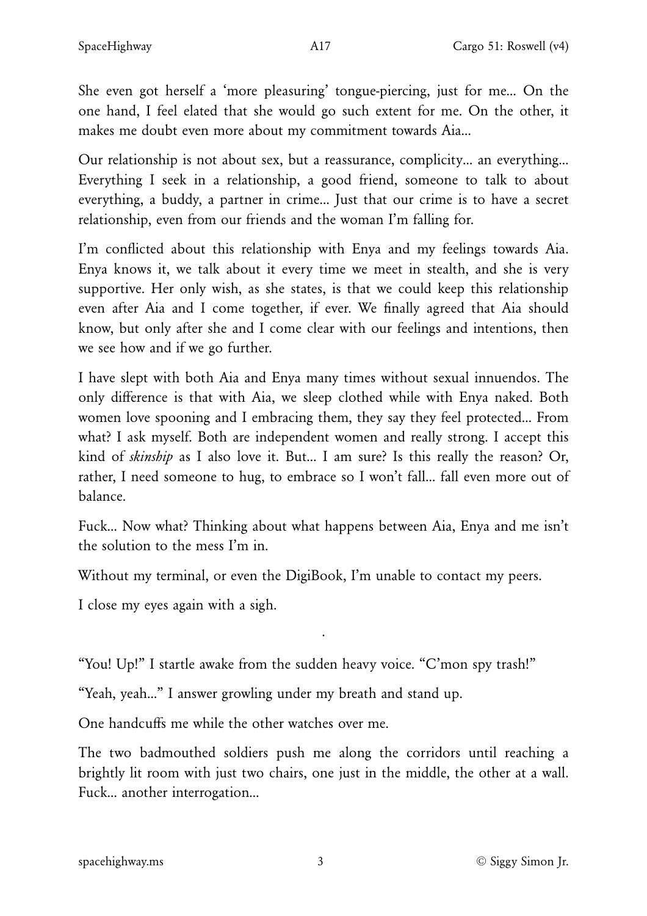She even got herself a 'more pleasuring' tongue-piercing, just for me... On the one hand, I feel elated that she would go such extent for me. On the other, it makes me doubt even more about my commitment towards Aia...

Our relationship is not about sex, but a reassurance, complicity... an everything... Everything I seek in a relationship, a good friend, someone to talk to about everything, a buddy, a partner in crime... Just that our crime is to have a secret relationship, even from our friends and the woman I'm falling for.

I'm conflicted about this relationship with Enya and my feelings towards Aia. Enya knows it, we talk about it every time we meet in stealth, and she is very supportive. Her only wish, as she states, is that we could keep this relationship even after Aia and I come together, if ever. We finally agreed that Aia should know, but only after she and I come clear with our feelings and intentions, then we see how and if we go further.

I have slept with both Aia and Enya many times without sexual innuendos. The only difference is that with Aia, we sleep clothed while with Enya naked. Both women love spooning and I embracing them, they say they feel protected... From what? I ask myself. Both are independent women and really strong. I accept this kind of *skinship* as I also love it. But... I am sure? Is this really the reason? Or, rather, I need someone to hug, to embrace so I won't fall... fall even more out of balance.

Fuck... Now what? Thinking about what happens between Aia, Enya and me isn't the solution to the mess I'm in.

Without my terminal, or even the DigiBook, I'm unable to contact my peers.

I close my eyes again with a sigh.

.

"You! Up!" I startle awake from the sudden heavy voice. "C'mon spy trash!"

"Yeah, yeah..." I answer growling under my breath and stand up.

One handcuffs me while the other watches over me.

The two badmouthed soldiers push me along the corridors until reaching a brightly lit room with just two chairs, one just in the middle, the other at a wall. Fuck... another interrogation...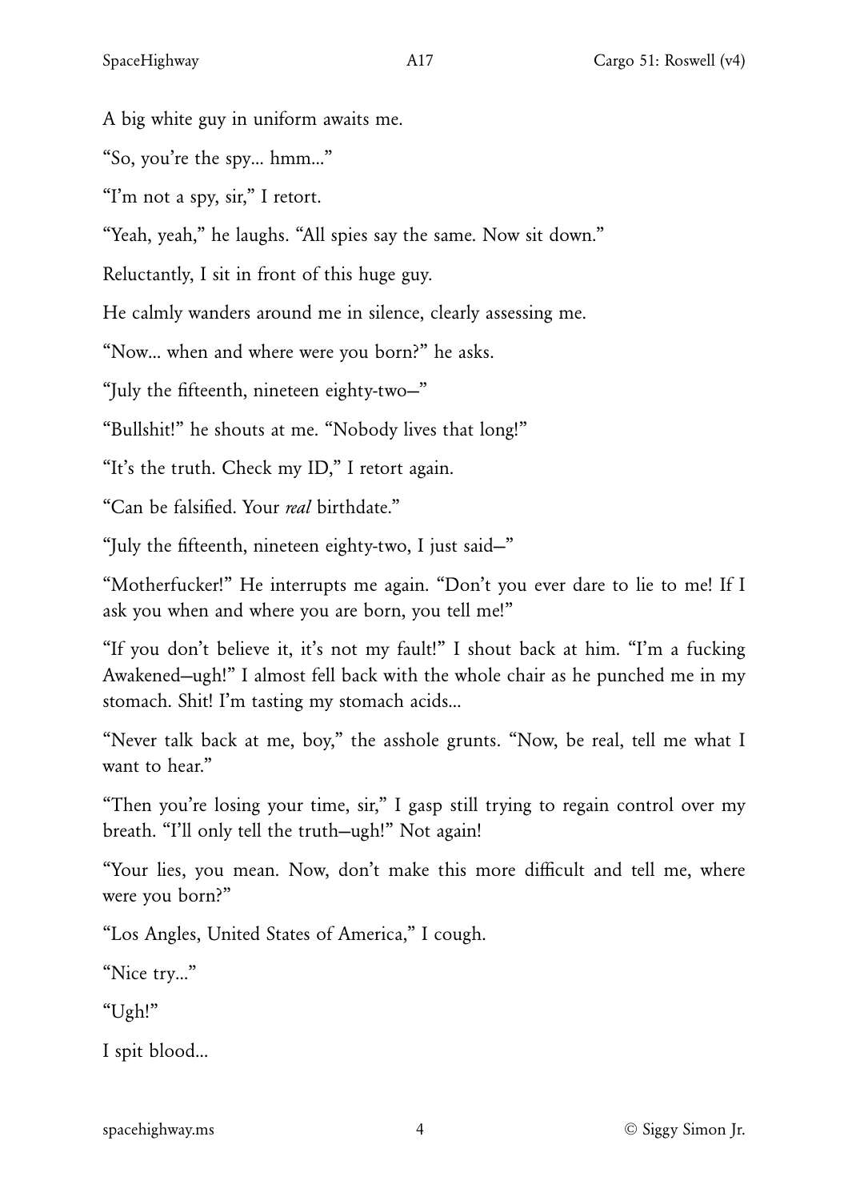A big white guy in uniform awaits me.

“So, you’re the spy... hmm...”

“I’m not a spy, sir,” I retort.

“Yeah, yeah,” he laughs. “All spies say the same. Now sit down.”

Reluctantly, I sit in front of this huge guy.

He calmly wanders around me in silence, clearly assessing me.

“Now... when and where were you born?” he asks.

“July the fifteenth, nineteen eighty-two—”

“Bullshit!” he shouts at me. “Nobody lives that long!”

“It’s the truth. Check my ID,” I retort again.

“Can be falsified. Your *real* birthdate.”

“July the fifteenth, nineteen eighty-two, I just said—”

“Motherfucker!” He interrupts me again. “Don’t you ever dare to lie to me! If I ask you when and where you are born, you tell me!”

“If you don’t believe it, it’s not my fault!” I shout back at him. “I’m a fucking Awakened—ugh!” I almost fell back with the whole chair as he punched me in my stomach. Shit! I’m tasting my stomach acids...

“Never talk back at me, boy,” the asshole grunts. “Now, be real, tell me what I want to hear.”

“Then you’re losing your time, sir,” I gasp still trying to regain control over my breath. “I’ll only tell the truth—ugh!” Not again!

“Your lies, you mean. Now, don’t make this more difficult and tell me, where were you born?”

“Los Angles, United States of America,” I cough.

“Nice try...”

“Ugh!”

I spit blood...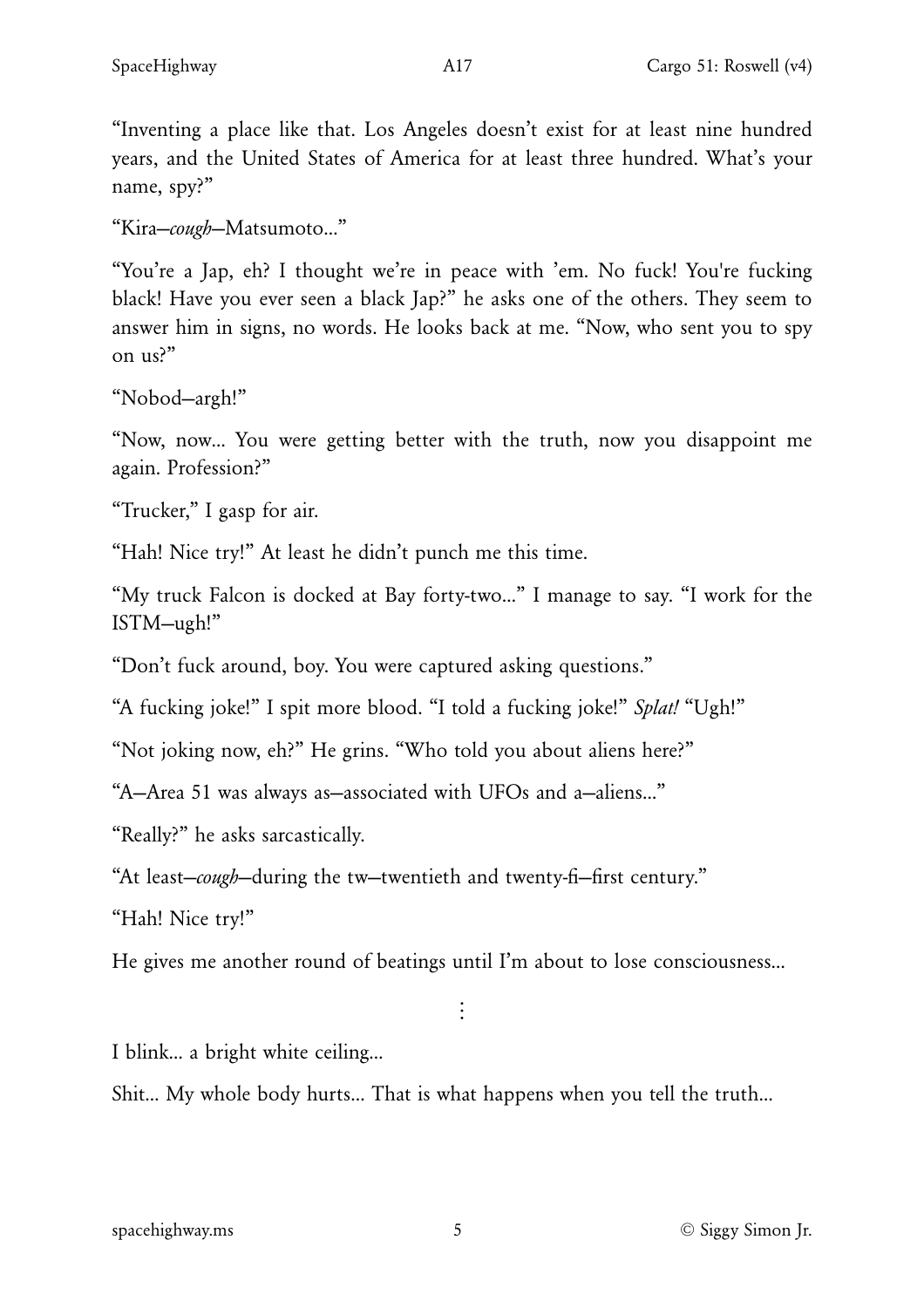"Inventing a place like that. Los Angeles doesn't exist for at least nine hundred years, and the United States of America for at least three hundred. What's your name, spy?"

"Kira—*cough*—Matsumoto..."

"You're a Jap, eh? I thought we're in peace with 'em. No fuck! You're fucking black! Have you ever seen a black Jap?" he asks one of the others. They seem to answer him in signs, no words. He looks back at me. "Now, who sent you to spy on us?"

"Nobod—argh!"

"Now, now... You were getting better with the truth, now you disappoint me again. Profession?"

"Trucker," I gasp for air.

"Hah! Nice try!" At least he didn't punch me this time.

"My truck Falcon is docked at Bay forty-two..." I manage to say. "I work for the ISTM—ugh!"

"Don't fuck around, boy. You were captured asking questions."

"A fucking joke!" I spit more blood. "I told a fucking joke!" *Splat!* "Ugh!"

"Not joking now, eh?" He grins. "Who told you about aliens here?"

"A—Area 51 was always as—associated with UFOs and a—aliens..."

"Really?" he asks sarcastically.

"At least—*cough*—during the tw—twentieth and twenty-fi—first century."

"Hah! Nice try!"

He gives me another round of beatings until I'm about to lose consciousness...

⋮

I blink... a bright white ceiling...

Shit... My whole body hurts... That is what happens when you tell the truth...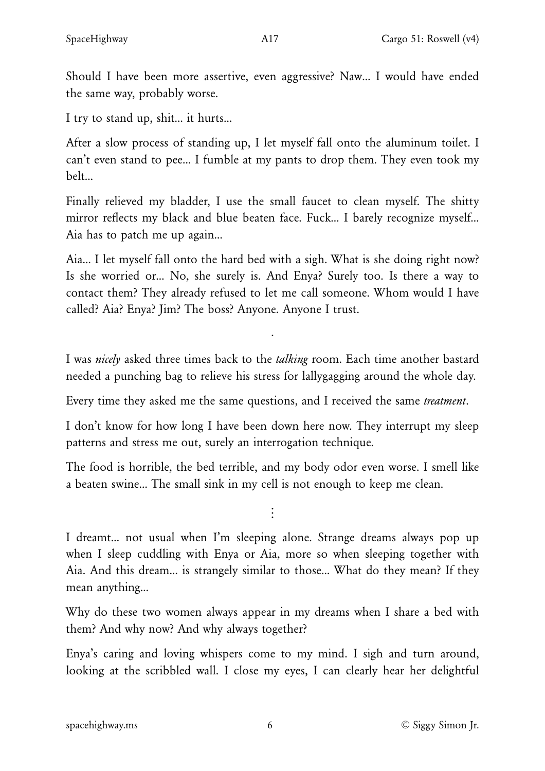Should I have been more assertive, even aggressive? Naw... I would have ended the same way, probably worse.

I try to stand up, shit... it hurts...

After a slow process of standing up, I let myself fall onto the aluminum toilet. I can't even stand to pee... I fumble at my pants to drop them. They even took my belt...

Finally relieved my bladder, I use the small faucet to clean myself. The shitty mirror reflects my black and blue beaten face. Fuck... I barely recognize myself... Aia has to patch me up again...

Aia... I let myself fall onto the hard bed with a sigh. What is she doing right now? Is she worried or... No, she surely is. And Enya? Surely too. Is there a way to contact them? They already refused to let me call someone. Whom would I have called? Aia? Enya? Jim? The boss? Anyone. Anyone I trust.

·

I was *nicely* asked three times back to the *talking* room. Each time another bastard needed a punching bag to relieve his stress for lallygagging around the whole day.

Every time they asked me the same questions, and I received the same *treatment*.

I don't know for how long I have been down here now. They interrupt my sleep patterns and stress me out, surely an interrogation technique.

The food is horrible, the bed terrible, and my body odor even worse. I smell like a beaten swine... The small sink in my cell is not enough to keep me clean.

⋮

I dreamt... not usual when I'm sleeping alone. Strange dreams always pop up when I sleep cuddling with Enya or Aia, more so when sleeping together with Aia. And this dream... is strangely similar to those... What do they mean? If they mean anything...

Why do these two women always appear in my dreams when I share a bed with them? And why now? And why always together?

Enya's caring and loving whispers come to my mind. I sigh and turn around, looking at the scribbled wall. I close my eyes, I can clearly hear her delightful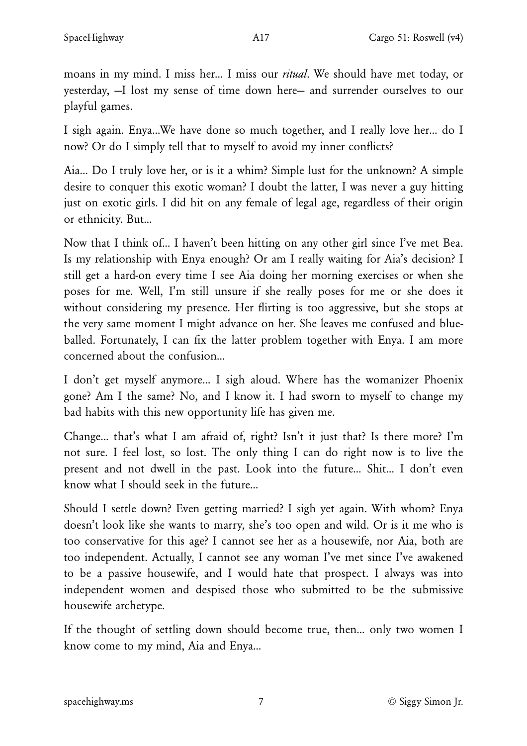moans in my mind. I miss her... I miss our *ritual*. We should have met today, or yesterday, —I lost my sense of time down here— and surrender ourselves to our playful games.

I sigh again. Enya...We have done so much together, and I really love her... do I now? Or do I simply tell that to myself to avoid my inner conflicts?

Aia... Do I truly love her, or is it a whim? Simple lust for the unknown? A simple desire to conquer this exotic woman? I doubt the latter, I was never a guy hitting just on exotic girls. I did hit on any female of legal age, regardless of their origin or ethnicity. But...

Now that I think of... I haven't been hitting on any other girl since I've met Bea. Is my relationship with Enya enough? Or am I really waiting for Aia's decision? I still get a hard-on every time I see Aia doing her morning exercises or when she poses for me. Well, I'm still unsure if she really poses for me or she does it without considering my presence. Her flirting is too aggressive, but she stops at the very same moment I might advance on her. She leaves me confused and blue-balled. Fortunately, I can fix the latter problem together with Enya. I am more concerned about the confusion...

I don't get myself anymore... I sigh aloud. Where has the womanizer Phoenix gone? Am I the same? No, and I know it. I had sworn to myself to change my bad habits with this new opportunity life has given me.

Change... that's what I am afraid of, right? Isn't it just that? Is there more? I'm not sure. I feel lost, so lost. The only thing I can do right now is to live the present and not dwell in the past. Look into the future... Shit... I don't even know what I should seek in the future...

Should I settle down? Even getting married? I sigh yet again. With whom? Enya doesn't look like she wants to marry, she's too open and wild. Or is it me who is too conservative for this age? I cannot see her as a housewife, nor Aia, both are too independent. Actually, I cannot see any woman I've met since I've awakened to be a passive housewife, and I would hate that prospect. I always was into independent women and despised those who submitted to be the submissive housewife archetype.

If the thought of settling down should become true, then... only two women I know come to my mind, Aia and Enya...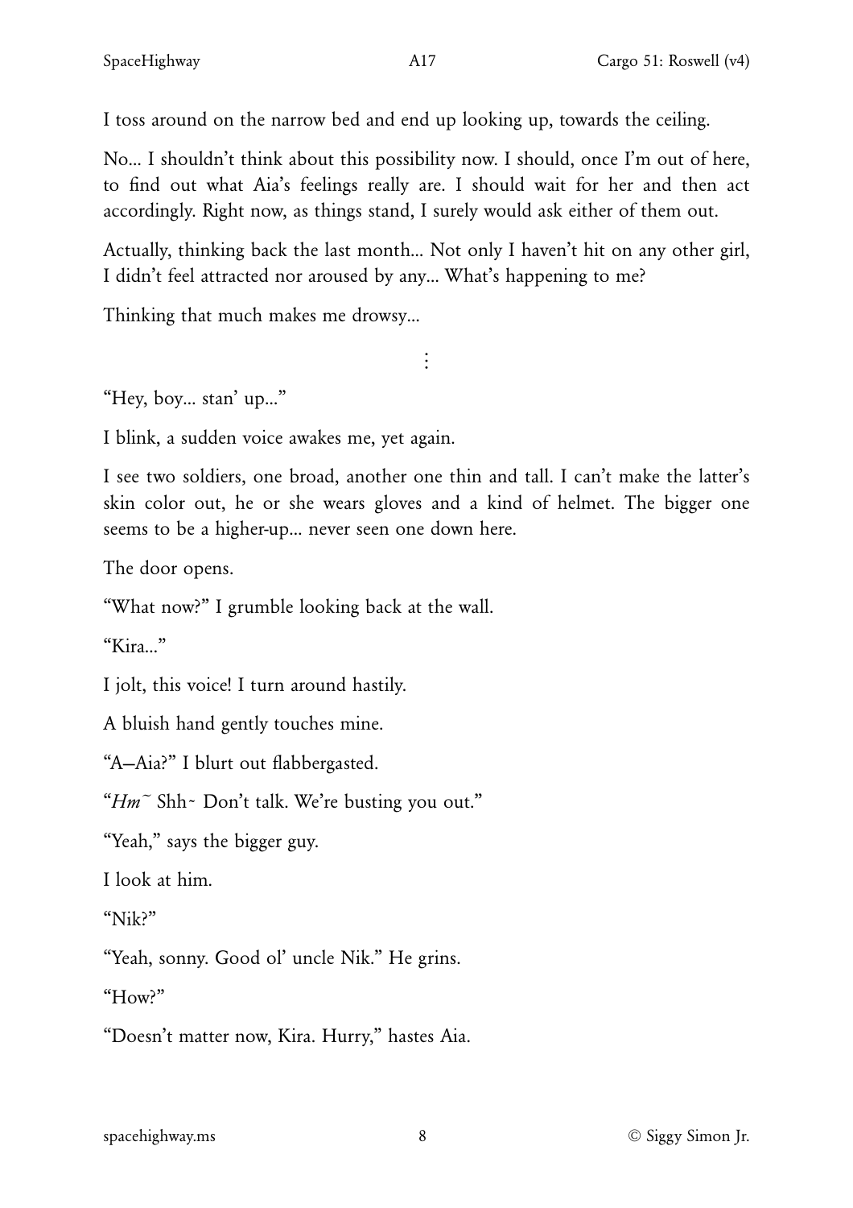I toss around on the narrow bed and end up looking up, towards the ceiling.

No... I shouldn't think about this possibility now. I should, once I'm out of here, to find out what Aia's feelings really are. I should wait for her and then act accordingly. Right now, as things stand, I surely would ask either of them out.

Actually, thinking back the last month... Not only I haven't hit on any other girl, I didn't feel attracted nor aroused by any... What's happening to me?

Thinking that much makes me drowsy...

⋮

"Hey, boy... stan' up..."

I blink, a sudden voice awakes me, yet again.

I see two soldiers, one broad, another one thin and tall. I can't make the latter's skin color out, he or she wears gloves and a kind of helmet. The bigger one seems to be a higher-up... never seen one down here.

The door opens.

"What now?" I grumble looking back at the wall.

"Kira..."

I jolt, this voice! I turn around hastily.

A bluish hand gently touches mine.

"A–Aia?" I blurt out flabbergasted.

"*Hm*~ Shh~ Don't talk. We're busting you out."

"Yeah," says the bigger guy.

I look at him.

"Nik?"

"Yeah, sonny. Good ol' uncle Nik." He grins.

"How?"

"Doesn't matter now, Kira. Hurry," hastes Aia.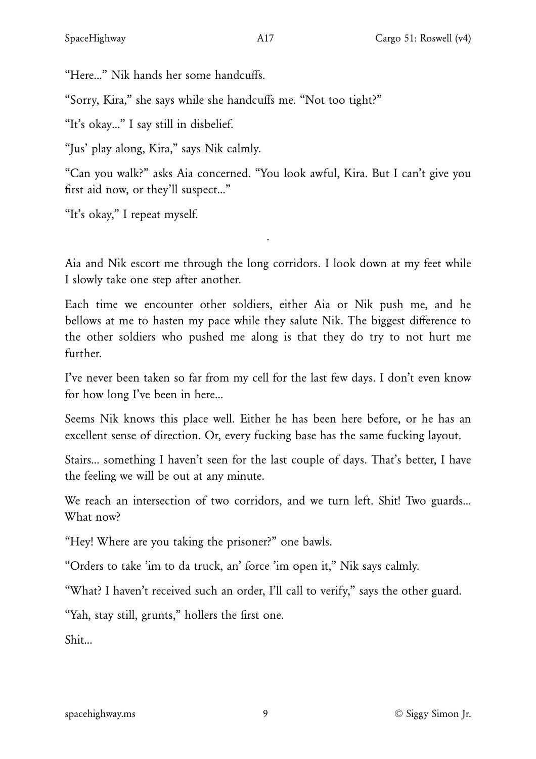"Here..." Nik hands her some handcuffs.

"Sorry, Kira," she says while she handcuffs me. "Not too tight?"

"It's okay..." I say still in disbelief.

"Jus' play along, Kira," says Nik calmly.

"Can you walk?" asks Aia concerned. "You look awful, Kira. But I can't give you first aid now, or they'll suspect..."

"It's okay," I repeat myself.

.

Aia and Nik escort me through the long corridors. I look down at my feet while I slowly take one step after another.

Each time we encounter other soldiers, either Aia or Nik push me, and he bellows at me to hasten my pace while they salute Nik. The biggest difference to the other soldiers who pushed me along is that they do try to not hurt me further.

I've never been taken so far from my cell for the last few days. I don't even know for how long I've been in here...

Seems Nik knows this place well. Either he has been here before, or he has an excellent sense of direction. Or, every fucking base has the same fucking layout.

Stairs... something I haven't seen for the last couple of days. That's better, I have the feeling we will be out at any minute.

We reach an intersection of two corridors, and we turn left. Shit! Two guards... What now?

"Hey! Where are you taking the prisoner?" one bawls.

"Orders to take 'im to da truck, an' force 'im open it," Nik says calmly.

"What? I haven't received such an order, I'll call to verify," says the other guard.

"Yah, stay still, grunts," hollers the first one.

Shit...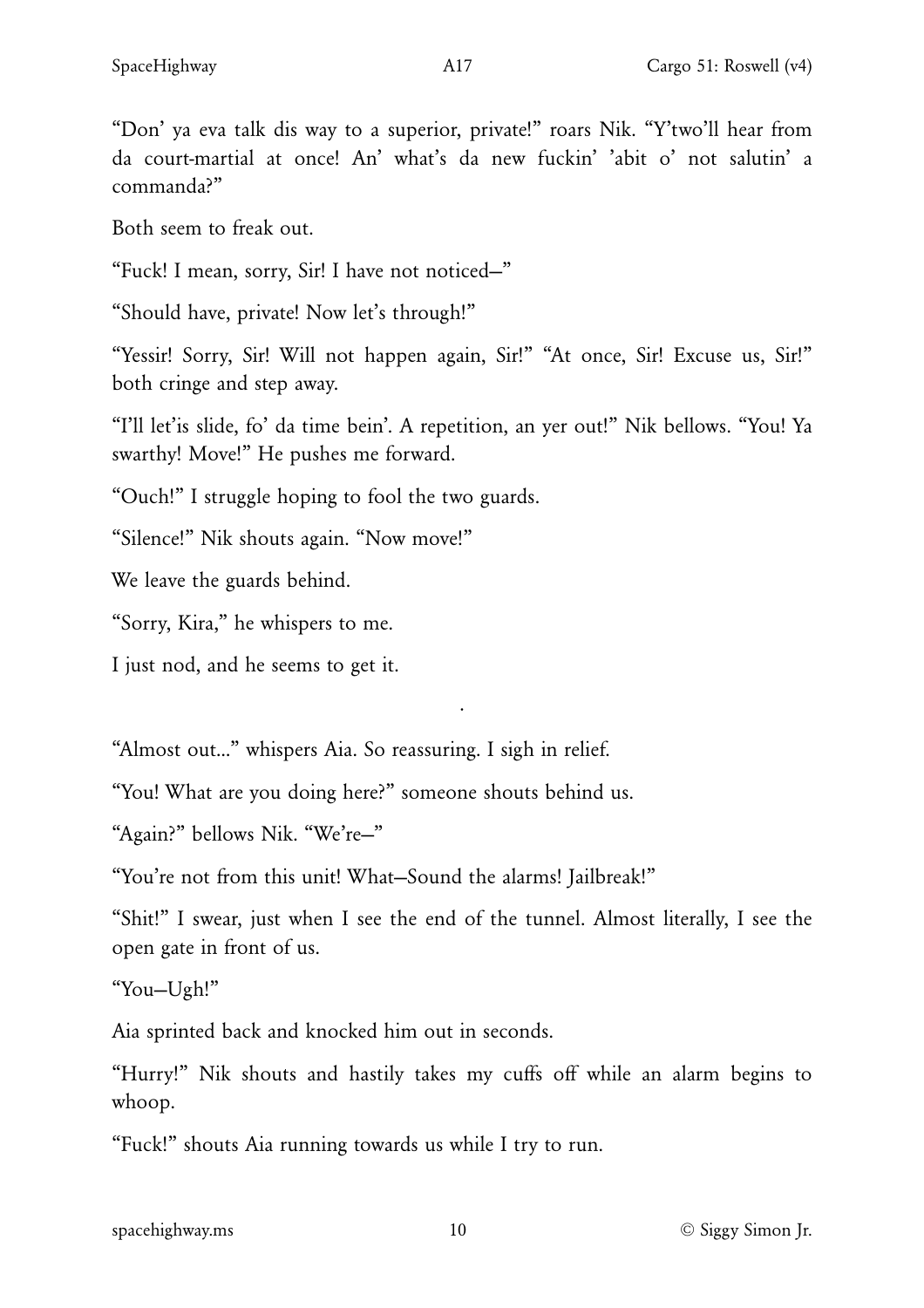"Don' ya eva talk dis way to a superior, private!" roars Nik. "Y'two'll hear from da court-martial at once! An' what's da new fuckin' 'abit o' not salutin' a commanda?"

Both seem to freak out.

"Fuck! I mean, sorry, Sir! I have not noticed—"

"Should have, private! Now let's through!"

"Yessir! Sorry, Sir! Will not happen again, Sir!" "At once, Sir! Excuse us, Sir!" both cringe and step away.

"I'll let'is slide, fo' da time bein'. A repetition, an yer out!" Nik bellows. "You! Ya swarthy! Move!" He pushes me forward.

"Ouch!" I struggle hoping to fool the two guards.

"Silence!" Nik shouts again. "Now move!"

We leave the guards behind.

"Sorry, Kira," he whispers to me.

I just nod, and he seems to get it.

.

"Almost out..." whispers Aia. So reassuring. I sigh in relief.

"You! What are you doing here?" someone shouts behind us.

"Again?" bellows Nik. "We're—"

"You're not from this unit! What—Sound the alarms! Jailbreak!"

"Shit!" I swear, just when I see the end of the tunnel. Almost literally, I see the open gate in front of us.

"You—Ugh!"

Aia sprinted back and knocked him out in seconds.

"Hurry!" Nik shouts and hastily takes my cuffs off while an alarm begins to whoop.

"Fuck!" shouts Aia running towards us while I try to run.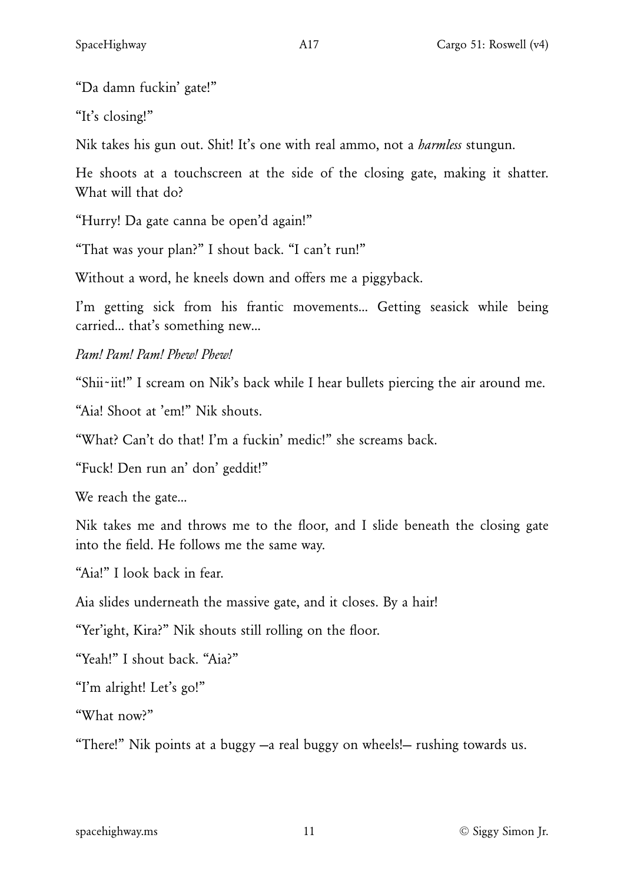"Da damn fuckin' gate!"

"It's closing!"

Nik takes his gun out. Shit! It's one with real ammo, not a *harmless* stungun.

He shoots at a touchscreen at the side of the closing gate, making it shatter. What will that do?

"Hurry! Da gate canna be open'd again!"

"That was your plan?" I shout back. "I can't run!"

Without a word, he kneels down and offers me a piggyback.

I'm getting sick from his frantic movements... Getting seasick while being carried... that's something new...

*Pam! Pam! Pam! Phew! Phew!*

"Shii~iit!" I scream on Nik's back while I hear bullets piercing the air around me.

"Aia! Shoot at 'em!" Nik shouts.

"What? Can't do that! I'm a fuckin' medic!" she screams back.

"Fuck! Den run an' don' geddit!"

We reach the gate...

Nik takes me and throws me to the floor, and I slide beneath the closing gate into the field. He follows me the same way.

"Aia!" I look back in fear.

Aia slides underneath the massive gate, and it closes. By a hair!

"Yer'ight, Kira?" Nik shouts still rolling on the floor.

"Yeah!" I shout back. "Aia?"

"I'm alright! Let's go!"

"What now?"

"There!" Nik points at a buggy —a real buggy on wheels!— rushing towards us.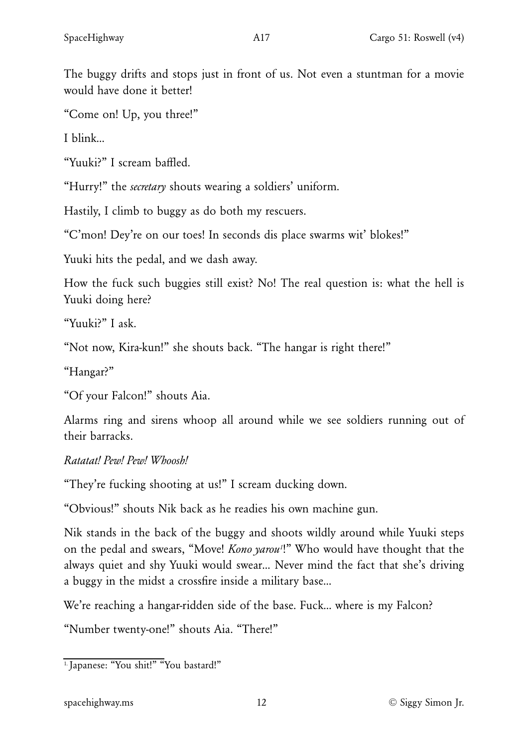The buggy drifts and stops just in front of us. Not even a stuntman for a movie would have done it better!

"Come on! Up, you three!"

I blink...

"Yuuki?" I scream baffled.

"Hurry!" the *secretary* shouts wearing a soldiers' uniform.

Hastily, I climb to buggy as do both my rescuers.

"C'mon! Dey're on our toes! In seconds dis place swarms wit' blokes!"

Yuuki hits the pedal, and we dash away.

How the fuck such buggies still exist? No! The real question is: what the hell is Yuuki doing here?

"Yuuki?" I ask.

"Not now, Kira-kun!" she shouts back. "The hangar is right there!"

"Hangar?"

"Of your Falcon!" shouts Aia.

Alarms ring and sirens whoop all around while we see soldiers running out of their barracks.

*Ratatat! Pew! Pew! Whoosh!*

"They're fucking shooting at us!" I scream ducking down.

"Obvious!" shouts Nik back as he readies his own machine gun.

Nik stands in the back of the buggy and shoots wildly around while Yuuki steps on the pedal and swears, "Move! *Kono yarou*[1]!" Who would have thought that the always quiet and shy Yuuki would swear... Never mind the fact that she's driving a buggy in the midst a crossfire inside a military base...

We're reaching a hangar-ridden side of the base. Fuck... where is my Falcon?

"Number twenty-one!" shouts Aia. "There!"

---

[1] Japanese: "You shit!" "You bastard!"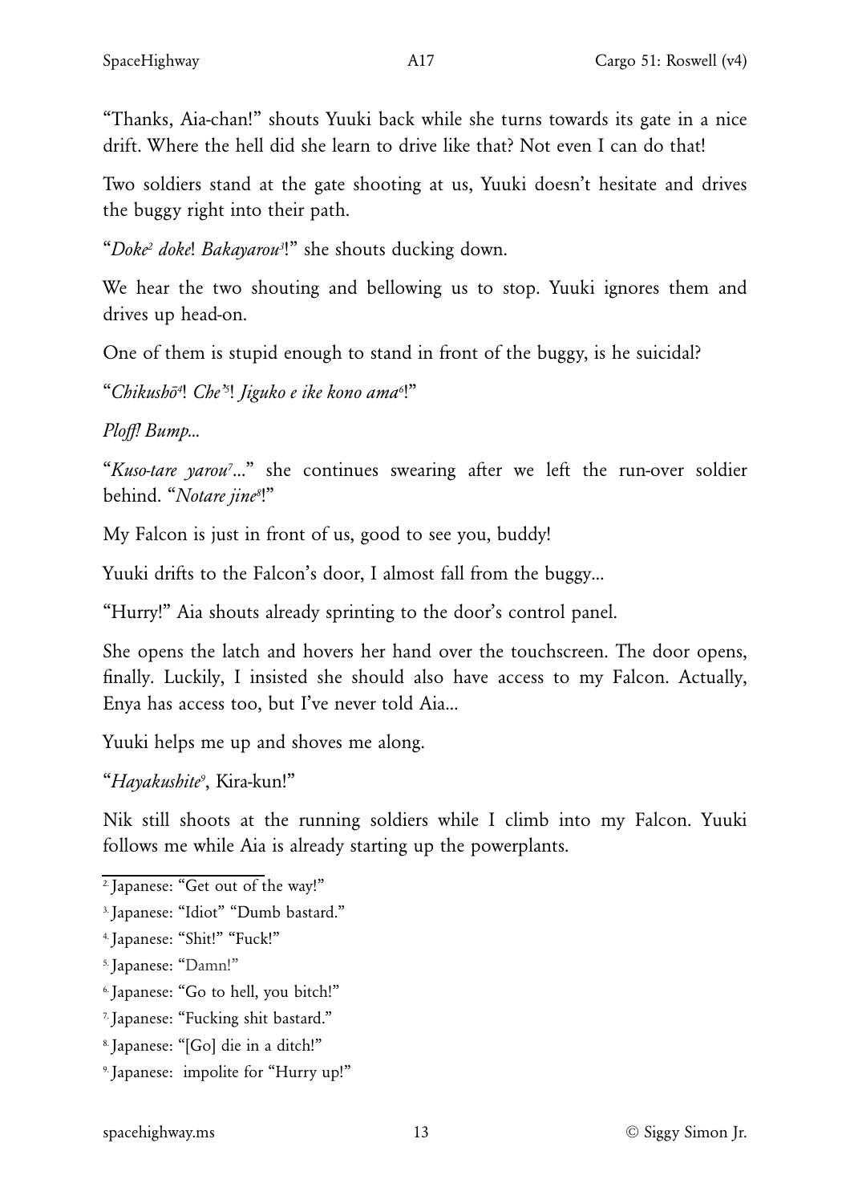"Thanks, Aia-chan!" shouts Yuuki back while she turns towards its gate in a nice drift. Where the hell did she learn to drive like that? Not even I can do that!

Two soldiers stand at the gate shooting at us, Yuuki doesn't hesitate and drives the buggy right into their path.

"*Doke*[2] *doke*! *Bakayarou*[3]!" she shouts ducking down.

We hear the two shouting and bellowing us to stop. Yuuki ignores them and drives up head-on.

One of them is stupid enough to stand in front of the buggy, is he suicidal?

"*Chikushō*[4]! *Che'*[5]! *Jiguko e ike kono ama*[6]!"

*Ploff! Bump...*

"*Kuso-tare yarou*[7]..." she continues swearing after we left the run-over soldier behind. "*Notare jine*[8]!"

My Falcon is just in front of us, good to see you, buddy!

Yuuki drifts to the Falcon's door, I almost fall from the buggy...

"Hurry!" Aia shouts already sprinting to the door's control panel.

She opens the latch and hovers her hand over the touchscreen. The door opens, finally. Luckily, I insisted she should also have access to my Falcon. Actually, Enya has access too, but I've never told Aia...

Yuuki helps me up and shoves me along.

"*Hayakushite*[9], Kira-kun!"

Nik still shoots at the running soldiers while I climb into my Falcon. Yuuki follows me while Aia is already starting up the powerplants.

---

[2] Japanese: "Get out of the way!"

[3] Japanese: "Idiot" "Dumb bastard."

[4] Japanese: "Shit!" "Fuck!"

[5] Japanese: "Damn!"

[6] Japanese: "Go to hell, you bitch!"

[7] Japanese: "Fucking shit bastard."

[8] Japanese: "[Go] die in a ditch!"

[9] Japanese: impolite for "Hurry up!"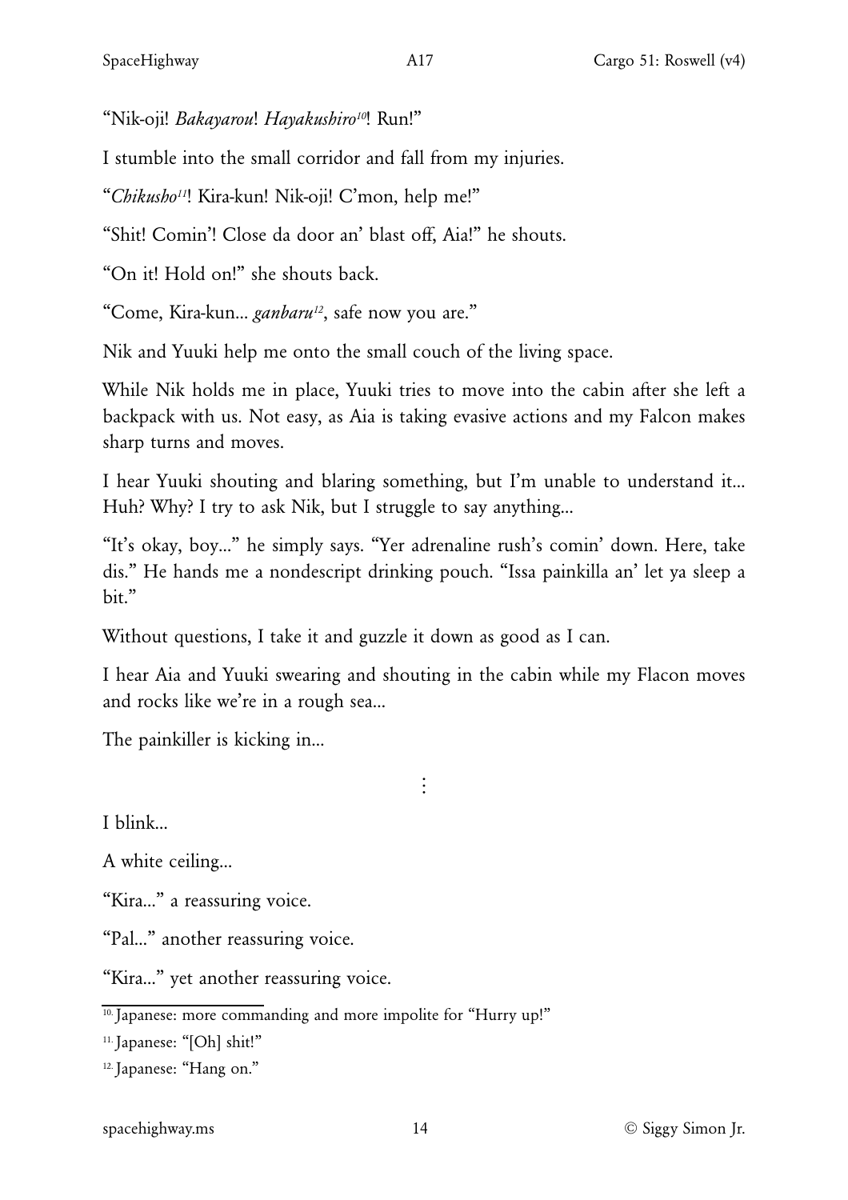"Nik-oji! *Bakayarou*! *Hayakushiro*[10]! Run!"

I stumble into the small corridor and fall from my injuries.

"*Chikusho*[11]! Kira-kun! Nik-oji! C'mon, help me!"

"Shit! Comin'! Close da door an' blast off, Aia!" he shouts.

"On it! Hold on!" she shouts back.

"Come, Kira-kun... *ganbaru*[12], safe now you are."

Nik and Yuuki help me onto the small couch of the living space.

While Nik holds me in place, Yuuki tries to move into the cabin after she left a backpack with us. Not easy, as Aia is taking evasive actions and my Falcon makes sharp turns and moves.

I hear Yuuki shouting and blaring something, but I'm unable to understand it... Huh? Why? I try to ask Nik, but I struggle to say anything...

"It's okay, boy..." he simply says. "Yer adrenaline rush's comin' down. Here, take dis." He hands me a nondescript drinking pouch. "Issa painkilla an' let ya sleep a bit."

Without questions, I take it and guzzle it down as good as I can.

I hear Aia and Yuuki swearing and shouting in the cabin while my Flacon moves and rocks like we're in a rough sea...

The painkiller is kicking in...

⋮

I blink...

A white ceiling...

"Kira..." a reassuring voice.

"Pal..." another reassuring voice.

"Kira..." yet another reassuring voice.

---

10. Japanese: more commanding and more impolite for "Hurry up!"

11. Japanese: "[Oh] shit!"

12. Japanese: "Hang on."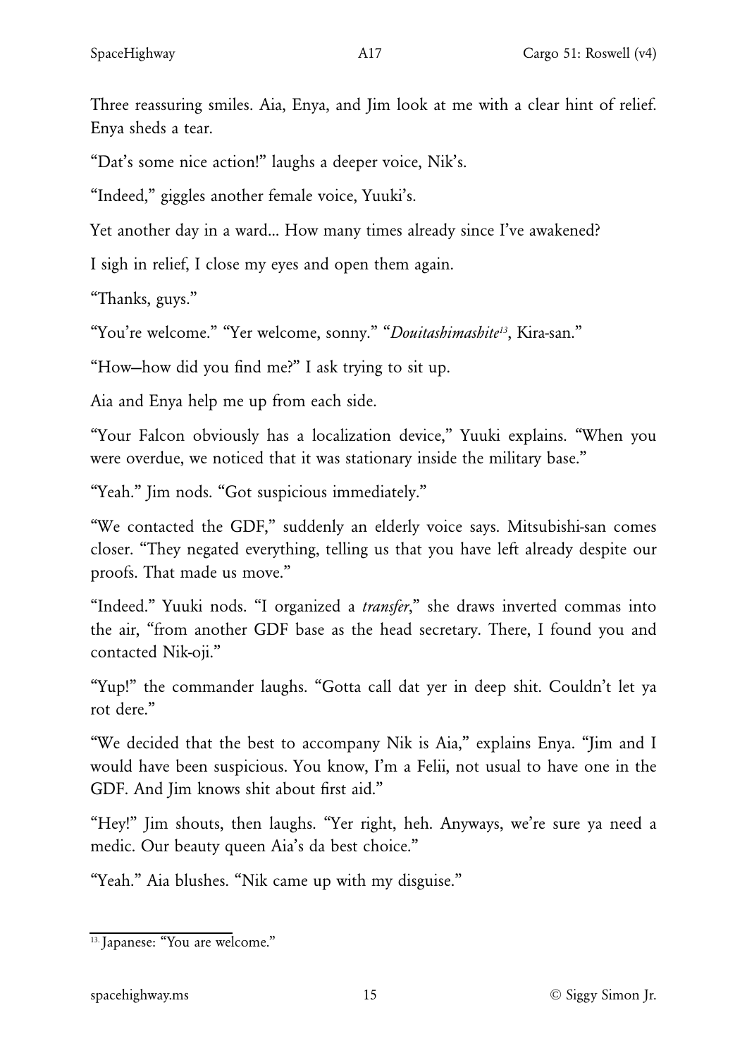Three reassuring smiles. Aia, Enya, and Jim look at me with a clear hint of relief. Enya sheds a tear.

"Dat's some nice action!" laughs a deeper voice, Nik's.

"Indeed," giggles another female voice, Yuuki's.

Yet another day in a ward... How many times already since I've awakened?

I sigh in relief, I close my eyes and open them again.

"Thanks, guys."

"You're welcome." "Yer welcome, sonny." "*Douitashimashite*[13], Kira-san."

"How—how did you find me?" I ask trying to sit up.

Aia and Enya help me up from each side.

"Your Falcon obviously has a localization device," Yuuki explains. "When you were overdue, we noticed that it was stationary inside the military base."

"Yeah." Jim nods. "Got suspicious immediately."

"We contacted the GDF," suddenly an elderly voice says. Mitsubishi-san comes closer. "They negated everything, telling us that you have left already despite our proofs. That made us move."

"Indeed." Yuuki nods. "I organized a *transfer*," she draws inverted commas into the air, "from another GDF base as the head secretary. There, I found you and contacted Nik-oji."

"Yup!" the commander laughs. "Gotta call dat yer in deep shit. Couldn't let ya rot dere."

"We decided that the best to accompany Nik is Aia," explains Enya. "Jim and I would have been suspicious. You know, I'm a Felii, not usual to have one in the GDF. And Jim knows shit about first aid."

"Hey!" Jim shouts, then laughs. "Yer right, heh. Anyways, we're sure ya need a medic. Our beauty queen Aia's da best choice."

"Yeah." Aia blushes. "Nik came up with my disguise."

---

[13] Japanese: "You are welcome."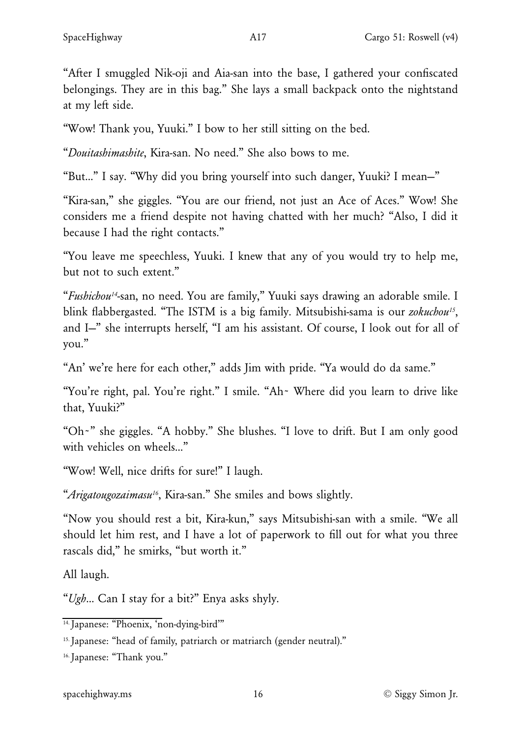"After I smuggled Nik-oji and Aia-san into the base, I gathered your confiscated belongings. They are in this bag." She lays a small backpack onto the nightstand at my left side.

"Wow! Thank you, Yuuki." I bow to her still sitting on the bed.

"*Douitashimashite*, Kira-san. No need." She also bows to me.

"But..." I say. "Why did you bring yourself into such danger, Yuuki? I mean—"

"Kira-san," she giggles. "You are our friend, not just an Ace of Aces." Wow! She considers me a friend despite not having chatted with her much? "Also, I did it because I had the right contacts."

"You leave me speechless, Yuuki. I knew that any of you would try to help me, but not to such extent."

"*Fushichou*[14]-san, no need. You are family," Yuuki says drawing an adorable smile. I blink flabbergasted. "The ISTM is a big family. Mitsubishi-sama is our *zokuchou*[15], and I—" she interrupts herself, "I am his assistant. Of course, I look out for all of you."

"An' we're here for each other," adds Jim with pride. "Ya would do da same."

"You're right, pal. You're right." I smile. "Ah~ Where did you learn to drive like that, Yuuki?"

"Oh~" she giggles. "A hobby." She blushes. "I love to drift. But I am only good with vehicles on wheels..."

"Wow! Well, nice drifts for sure!" I laugh.

"*Arigatougozaimasu*[16], Kira-san." She smiles and bows slightly.

"Now you should rest a bit, Kira-kun," says Mitsubishi-san with a smile. "We all should let him rest, and I have a lot of paperwork to fill out for what you three rascals did," he smirks, "but worth it."

All laugh.

"*Ugh*... Can I stay for a bit?" Enya asks shyly.

---

[14] Japanese: "Phoenix, 'non-dying-bird'"

[15] Japanese: "head of family, patriarch or matriarch (gender neutral)."

[16] Japanese: "Thank you."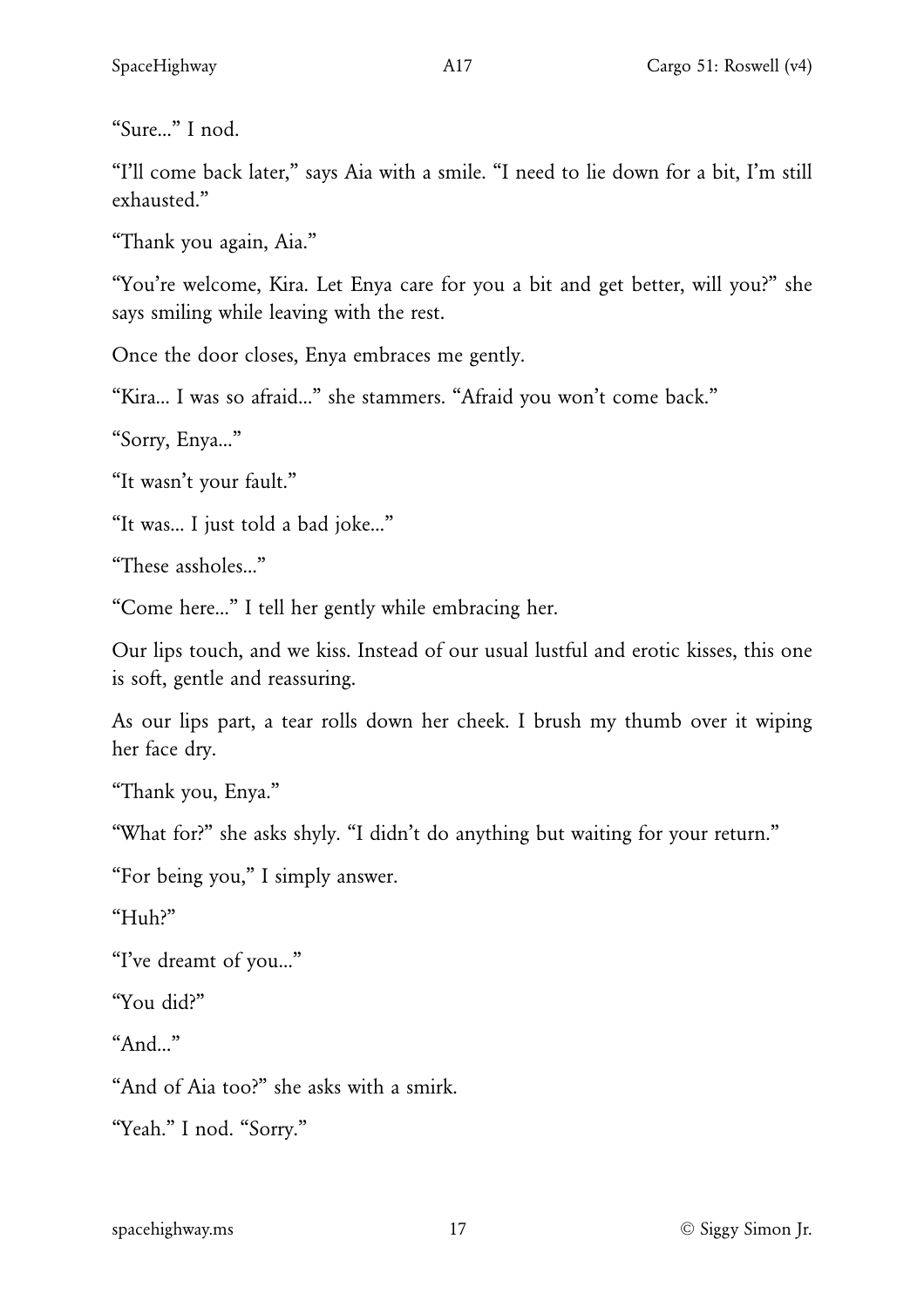"Sure..." I nod.

"I'll come back later," says Aia with a smile. "I need to lie down for a bit, I'm still exhausted."

"Thank you again, Aia."

"You're welcome, Kira. Let Enya care for you a bit and get better, will you?" she says smiling while leaving with the rest.

Once the door closes, Enya embraces me gently.

"Kira... I was so afraid..." she stammers. "Afraid you won't come back."

"Sorry, Enya..."

"It wasn't your fault."

"It was... I just told a bad joke..."

"These assholes..."

"Come here..." I tell her gently while embracing her.

Our lips touch, and we kiss. Instead of our usual lustful and erotic kisses, this one is soft, gentle and reassuring.

As our lips part, a tear rolls down her cheek. I brush my thumb over it wiping her face dry.

"Thank you, Enya."

"What for?" she asks shyly. "I didn't do anything but waiting for your return."

"For being you," I simply answer.

"Huh?"

"I've dreamt of you..."

"You did?"

"And..."

"And of Aia too?" she asks with a smirk.

"Yeah." I nod. "Sorry."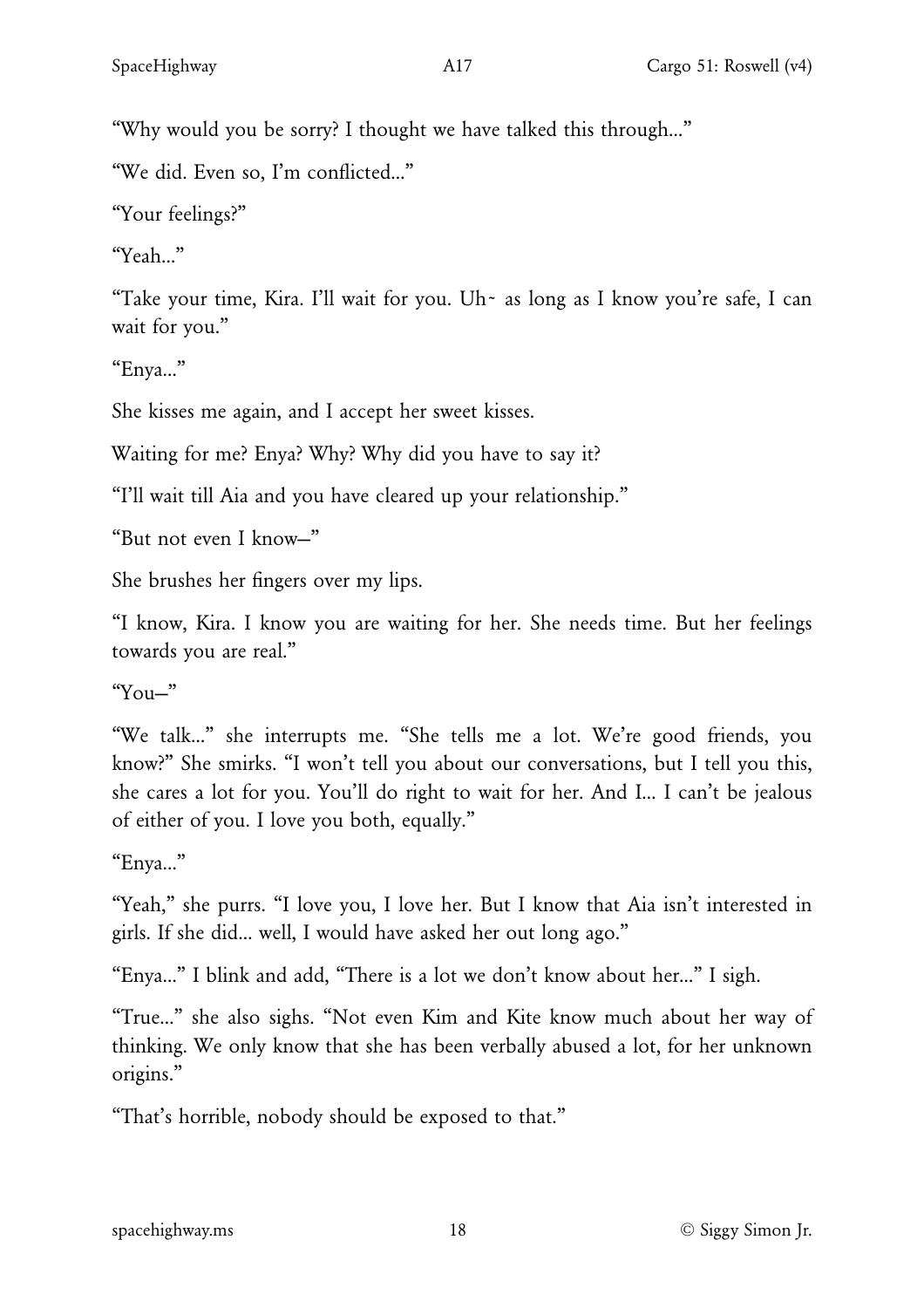"Why would you be sorry? I thought we have talked this through..."

"We did. Even so, I'm conflicted..."

"Your feelings?"

"Yeah..."

"Take your time, Kira. I'll wait for you. Uh~ as long as I know you're safe, I can wait for you."

"Enya..."

She kisses me again, and I accept her sweet kisses.

Waiting for me? Enya? Why? Why did you have to say it?

"I'll wait till Aia and you have cleared up your relationship."

"But not even I know—"

She brushes her fingers over my lips.

"I know, Kira. I know you are waiting for her. She needs time. But her feelings towards you are real."

"You—"

"We talk..." she interrupts me. "She tells me a lot. We're good friends, you know?" She smirks. "I won't tell you about our conversations, but I tell you this, she cares a lot for you. You'll do right to wait for her. And I... I can't be jealous of either of you. I love you both, equally."

"Enya..."

"Yeah," she purrs. "I love you, I love her. But I know that Aia isn't interested in girls. If she did... well, I would have asked her out long ago."

"Enya..." I blink and add, "There is a lot we don't know about her..." I sigh.

"True..." she also sighs. "Not even Kim and Kite know much about her way of thinking. We only know that she has been verbally abused a lot, for her unknown origins."

"That's horrible, nobody should be exposed to that."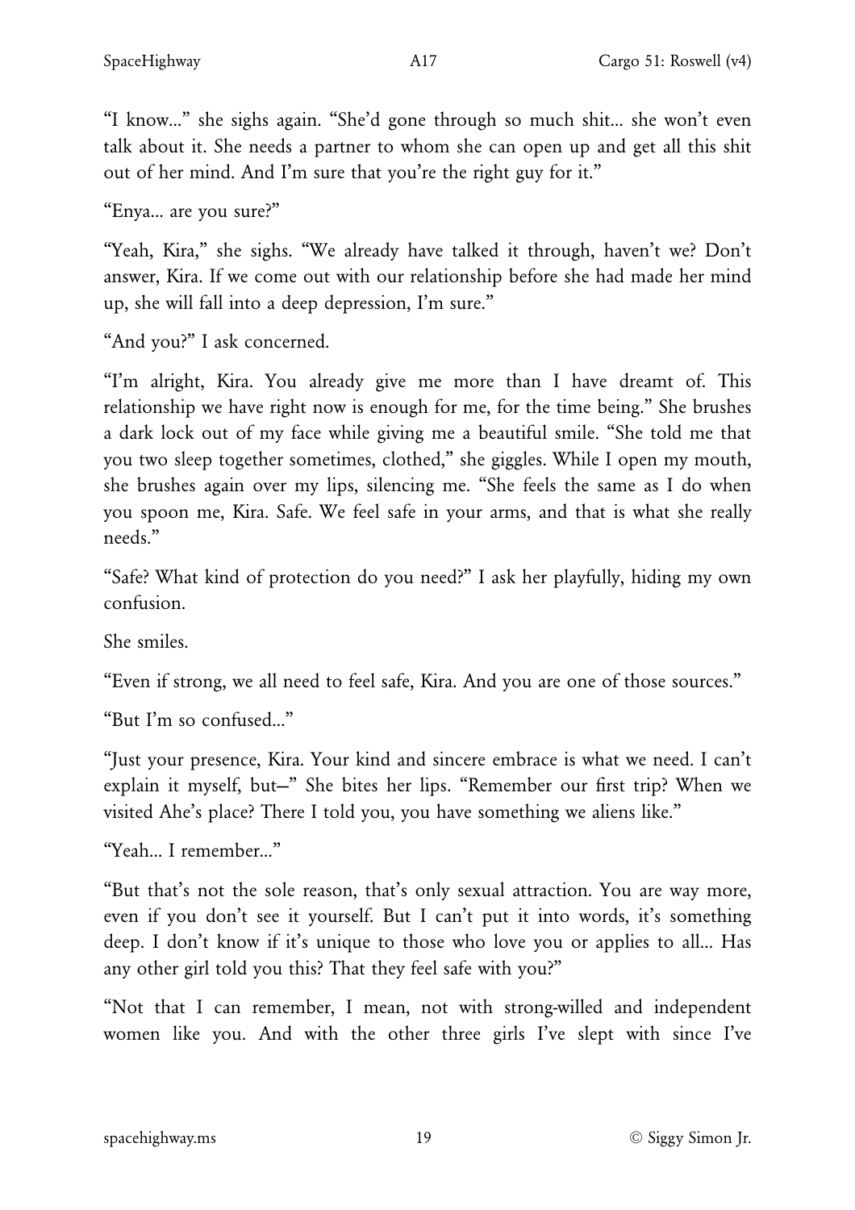"I know..." she sighs again. "She'd gone through so much shit... she won't even talk about it. She needs a partner to whom she can open up and get all this shit out of her mind. And I'm sure that you're the right guy for it."

"Enya... are you sure?"

"Yeah, Kira," she sighs. "We already have talked it through, haven't we? Don't answer, Kira. If we come out with our relationship before she had made her mind up, she will fall into a deep depression, I'm sure."

"And you?" I ask concerned.

"I'm alright, Kira. You already give me more than I have dreamt of. This relationship we have right now is enough for me, for the time being." She brushes a dark lock out of my face while giving me a beautiful smile. "She told me that you two sleep together sometimes, clothed," she giggles. While I open my mouth, she brushes again over my lips, silencing me. "She feels the same as I do when you spoon me, Kira. Safe. We feel safe in your arms, and that is what she really needs."

"Safe? What kind of protection do you need?" I ask her playfully, hiding my own confusion.

She smiles.

"Even if strong, we all need to feel safe, Kira. And you are one of those sources."

"But I'm so confused..."

"Just your presence, Kira. Your kind and sincere embrace is what we need. I can't explain it myself, but—" She bites her lips. "Remember our first trip? When we visited Ahe's place? There I told you, you have something we aliens like."

"Yeah... I remember..."

"But that's not the sole reason, that's only sexual attraction. You are way more, even if you don't see it yourself. But I can't put it into words, it's something deep. I don't know if it's unique to those who love you or applies to all... Has any other girl told you this? That they feel safe with you?"

"Not that I can remember, I mean, not with strong-willed and independent women like you. And with the other three girls I've slept with since I've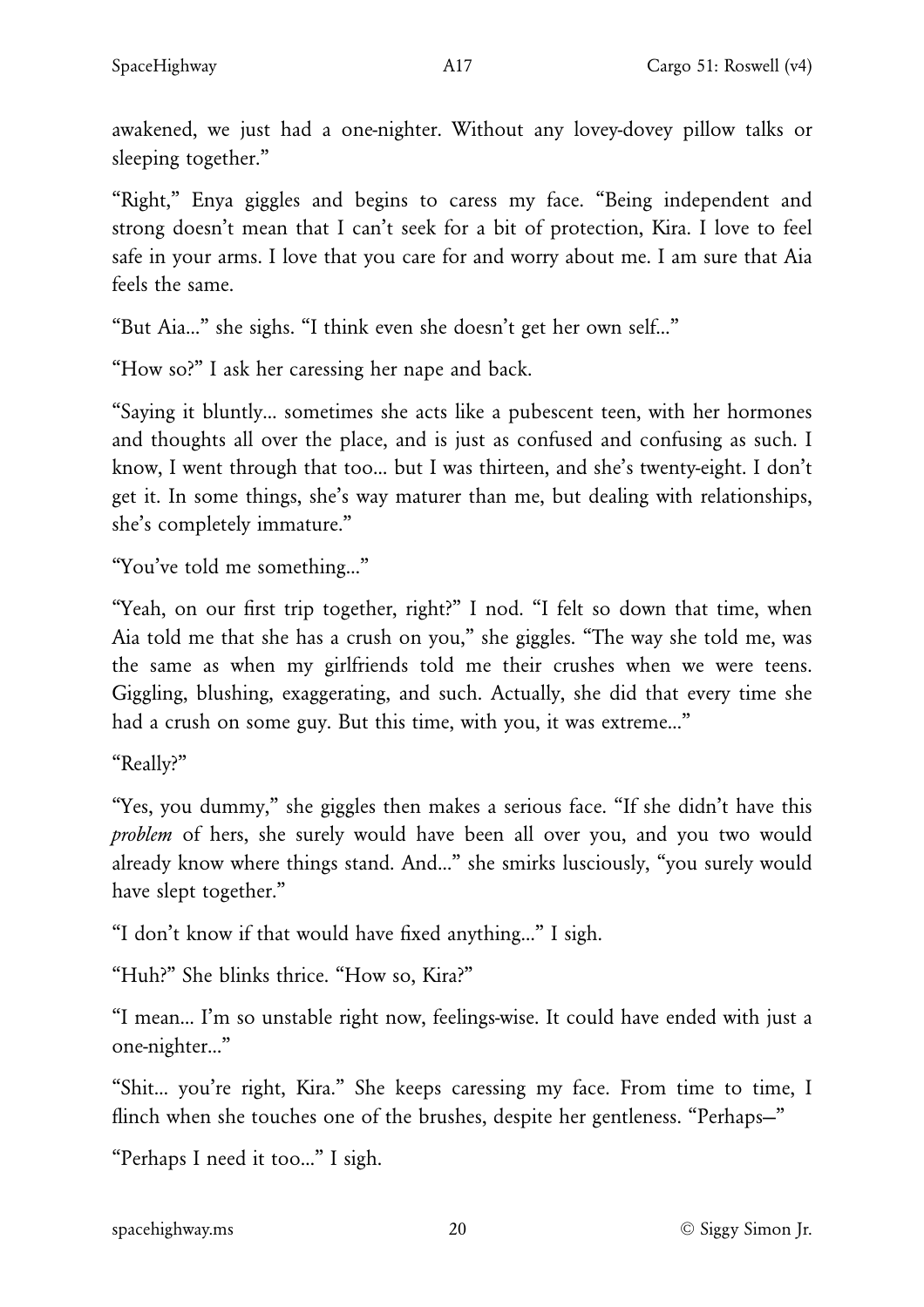awakened, we just had a one-nighter. Without any lovey-dovey pillow talks or sleeping together."

"Right," Enya giggles and begins to caress my face. "Being independent and strong doesn't mean that I can't seek for a bit of protection, Kira. I love to feel safe in your arms. I love that you care for and worry about me. I am sure that Aia feels the same.

"But Aia..." she sighs. "I think even she doesn't get her own self..."

"How so?" I ask her caressing her nape and back.

"Saying it bluntly... sometimes she acts like a pubescent teen, with her hormones and thoughts all over the place, and is just as confused and confusing as such. I know, I went through that too... but I was thirteen, and she's twenty-eight. I don't get it. In some things, she's way maturer than me, but dealing with relationships, she's completely immature."

"You've told me something..."

"Yeah, on our first trip together, right?" I nod. "I felt so down that time, when Aia told me that she has a crush on you," she giggles. "The way she told me, was the same as when my girlfriends told me their crushes when we were teens. Giggling, blushing, exaggerating, and such. Actually, she did that every time she had a crush on some guy. But this time, with you, it was extreme..."

"Really?"

"Yes, you dummy," she giggles then makes a serious face. "If she didn't have this *problem* of hers, she surely would have been all over you, and you two would already know where things stand. And..." she smirks lusciously, "you surely would have slept together."

"I don't know if that would have fixed anything..." I sigh.

"Huh?" She blinks thrice. "How so, Kira?"

"I mean... I'm so unstable right now, feelings-wise. It could have ended with just a one-nighter..."

"Shit... you're right, Kira." She keeps caressing my face. From time to time, I flinch when she touches one of the brushes, despite her gentleness. "Perhaps—"

"Perhaps I need it too..." I sigh.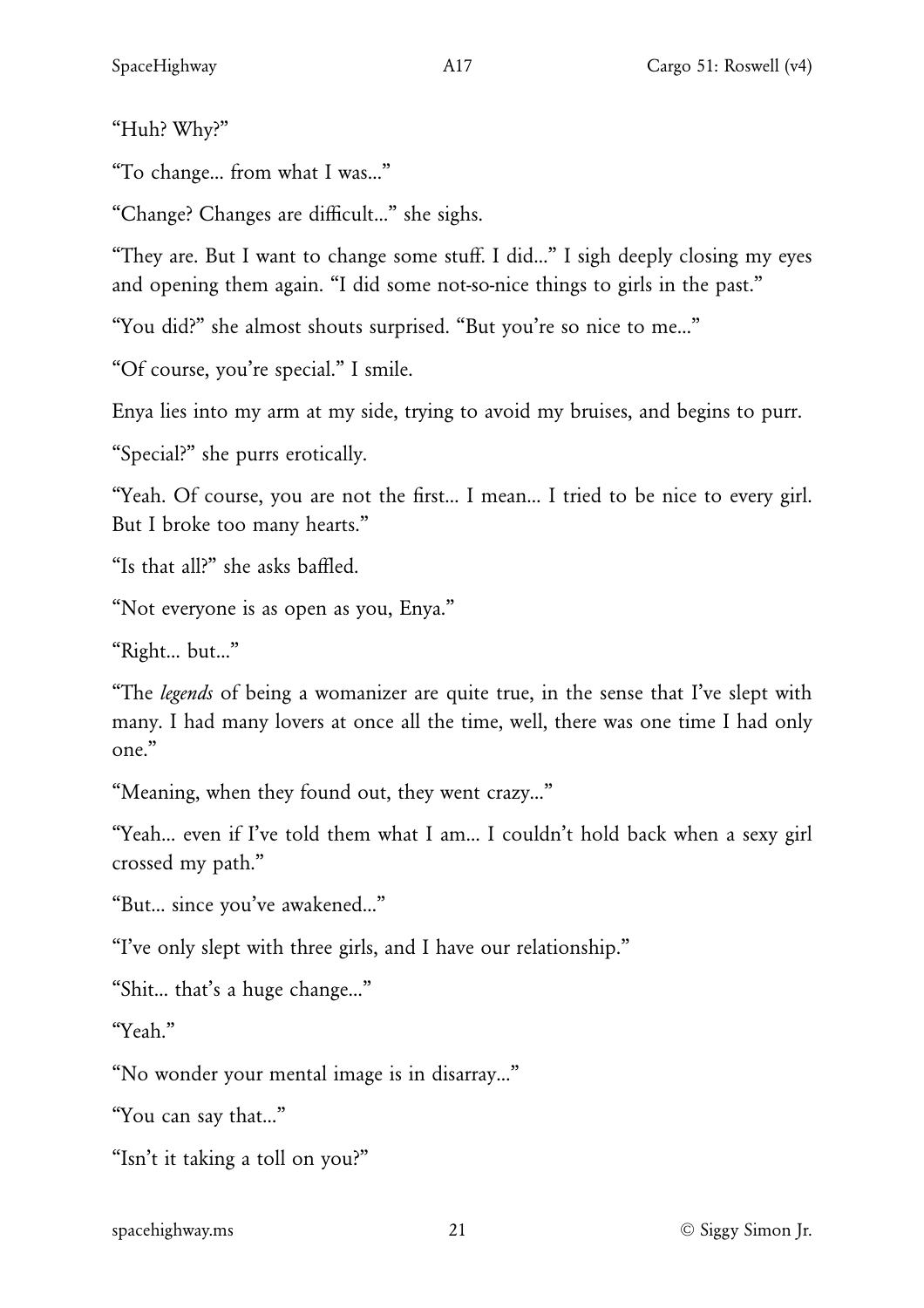"Huh? Why?"

"To change... from what I was..."

"Change? Changes are difficult..." she sighs.

"They are. But I want to change some stuff. I did..." I sigh deeply closing my eyes and opening them again. "I did some not-so-nice things to girls in the past."

"You did?" she almost shouts surprised. "But you're so nice to me..."

"Of course, you're special." I smile.

Enya lies into my arm at my side, trying to avoid my bruises, and begins to purr.

"Special?" she purrs erotically.

"Yeah. Of course, you are not the first... I mean... I tried to be nice to every girl. But I broke too many hearts."

"Is that all?" she asks baffled.

"Not everyone is as open as you, Enya."

"Right... but..."

"The *legends* of being a womanizer are quite true, in the sense that I've slept with many. I had many lovers at once all the time, well, there was one time I had only one."

"Meaning, when they found out, they went crazy..."

"Yeah... even if I've told them what I am... I couldn't hold back when a sexy girl crossed my path."

"But... since you've awakened..."

"I've only slept with three girls, and I have our relationship."

"Shit... that's a huge change..."

"Yeah."

"No wonder your mental image is in disarray..."

"You can say that..."

"Isn't it taking a toll on you?"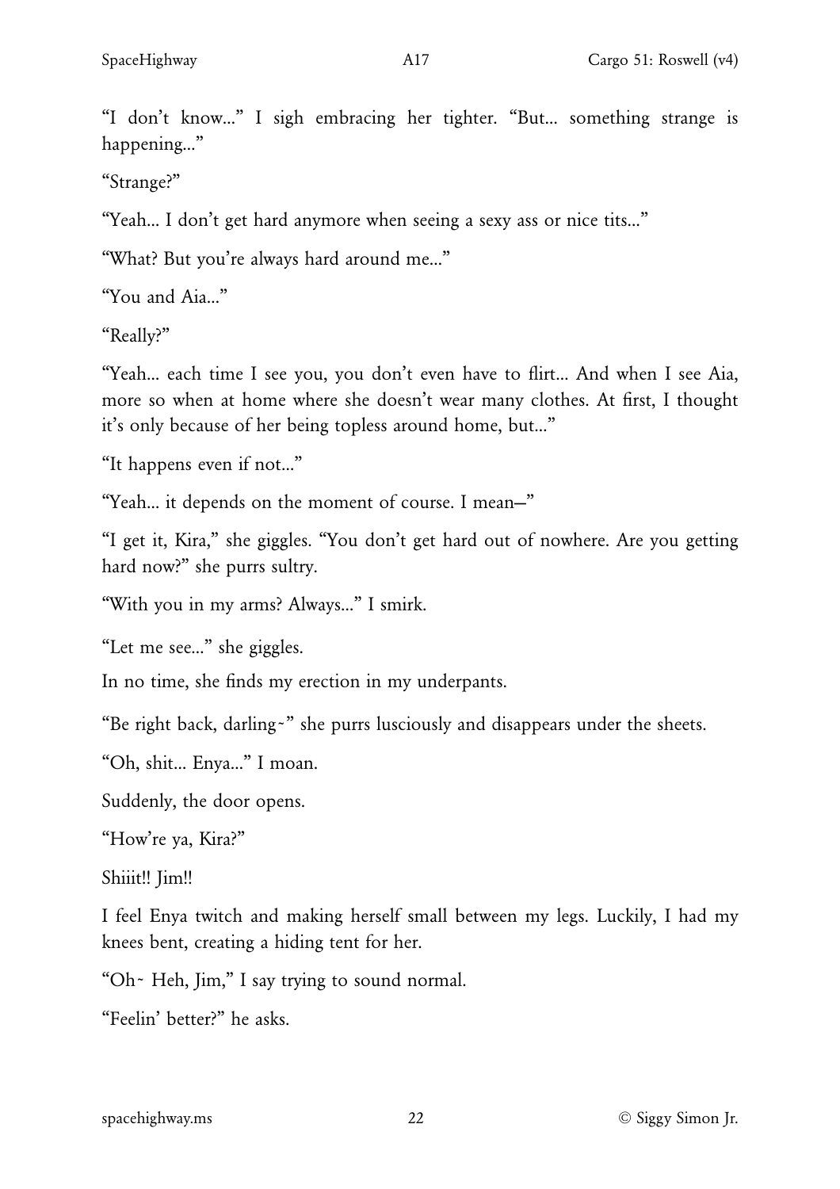"I don't know..." I sigh embracing her tighter. "But... something strange is happening..."

"Strange?"

"Yeah... I don't get hard anymore when seeing a sexy ass or nice tits..."

"What? But you're always hard around me..."

"You and Aia..."

"Really?"

"Yeah... each time I see you, you don't even have to flirt... And when I see Aia, more so when at home where she doesn't wear many clothes. At first, I thought it's only because of her being topless around home, but..."

"It happens even if not..."

"Yeah... it depends on the moment of course. I mean—"

"I get it, Kira," she giggles. "You don't get hard out of nowhere. Are you getting hard now?" she purrs sultry.

"With you in my arms? Always..." I smirk.

"Let me see..." she giggles.

In no time, she finds my erection in my underpants.

"Be right back, darling~" she purrs lusciously and disappears under the sheets.

"Oh, shit... Enya..." I moan.

Suddenly, the door opens.

"How're ya, Kira?"

Shiiit!! Jim!!

I feel Enya twitch and making herself small between my legs. Luckily, I had my knees bent, creating a hiding tent for her.

"Oh~ Heh, Jim," I say trying to sound normal.

"Feelin' better?" he asks.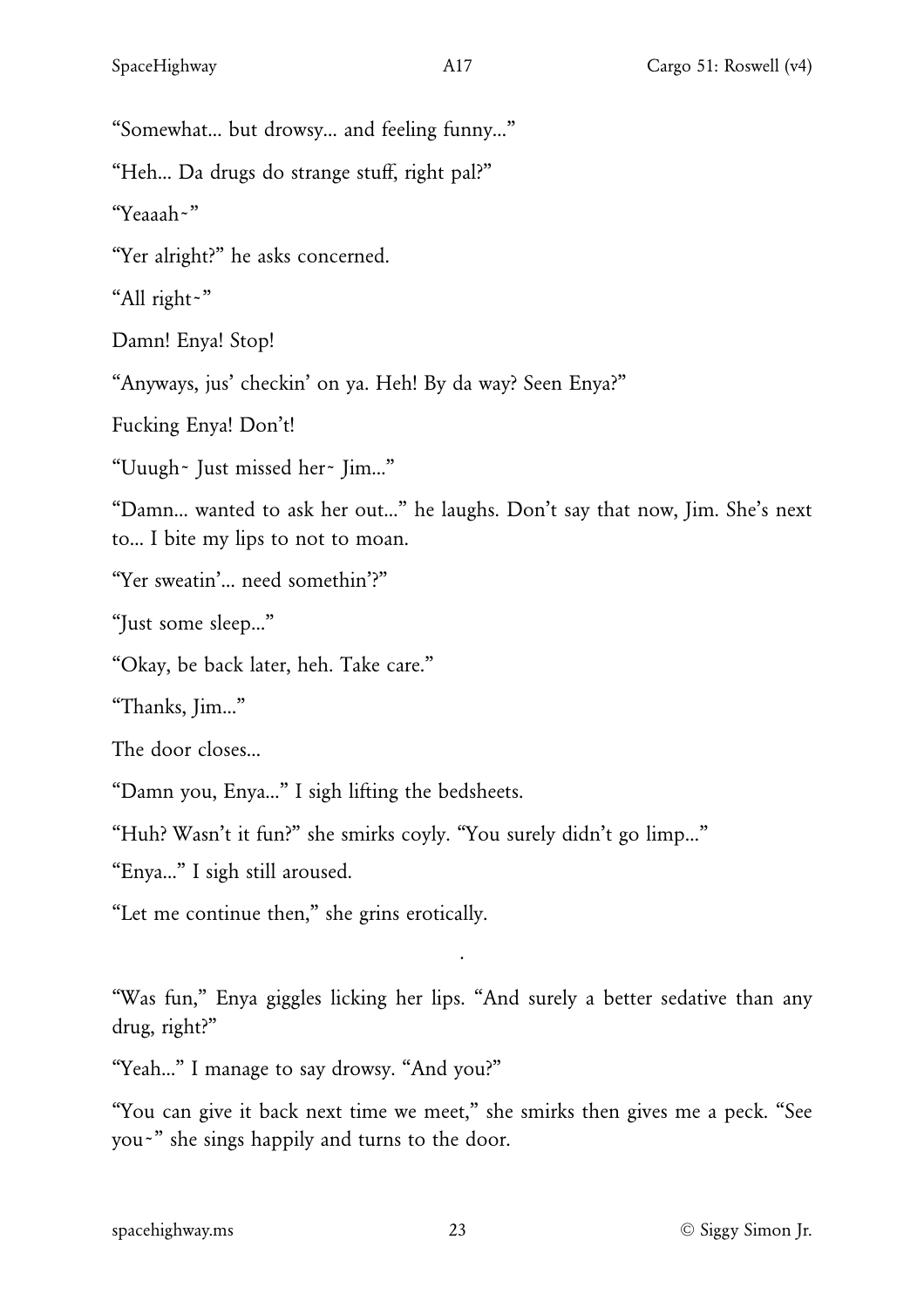"Somewhat... but drowsy... and feeling funny..."

"Heh... Da drugs do strange stuff, right pal?"

"Yeaaah~"

"Yer alright?" he asks concerned.

"All right~"

Damn! Enya! Stop!

"Anyways, jus' checkin' on ya. Heh! By da way? Seen Enya?"

Fucking Enya! Don't!

"Uuugh~ Just missed her~ Jim..."

"Damn... wanted to ask her out..." he laughs. Don't say that now, Jim. She's next to... I bite my lips to not to moan.

"Yer sweatin'... need somethin'?"

"Just some sleep..."

"Okay, be back later, heh. Take care."

"Thanks, Jim..."

The door closes...

"Damn you, Enya..." I sigh lifting the bedsheets.

"Huh? Wasn't it fun?" she smirks coyly. "You surely didn't go limp..."

"Enya..." I sigh still aroused.

"Let me continue then," she grins erotically.

.

"Was fun," Enya giggles licking her lips. "And surely a better sedative than any drug, right?"

"Yeah..." I manage to say drowsy. "And you?"

"You can give it back next time we meet," she smirks then gives me a peck. "See you~" she sings happily and turns to the door.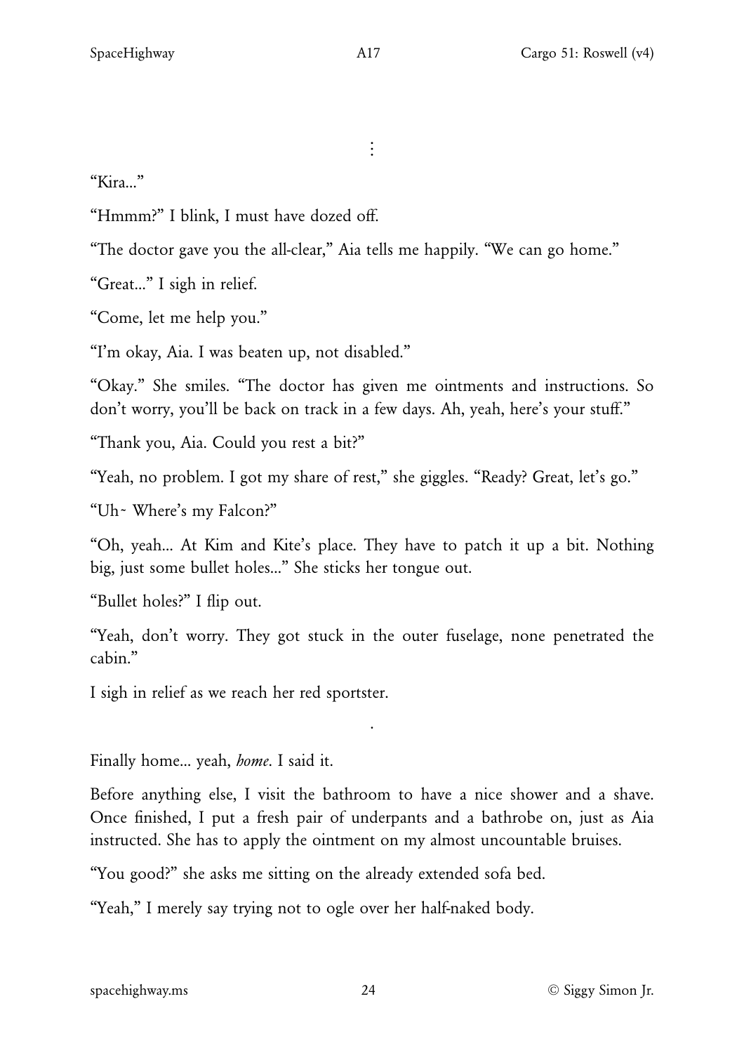⋮

"Kira..."

"Hmmm?" I blink, I must have dozed off.

"The doctor gave you the all-clear," Aia tells me happily. "We can go home."

"Great..." I sigh in relief.

"Come, let me help you."

"I'm okay, Aia. I was beaten up, not disabled."

"Okay." She smiles. "The doctor has given me ointments and instructions. So don't worry, you'll be back on track in a few days. Ah, yeah, here's your stuff."

"Thank you, Aia. Could you rest a bit?"

"Yeah, no problem. I got my share of rest," she giggles. "Ready? Great, let's go."

"Uh~ Where's my Falcon?"

"Oh, yeah... At Kim and Kite's place. They have to patch it up a bit. Nothing big, just some bullet holes..." She sticks her tongue out.

"Bullet holes?" I flip out.

"Yeah, don't worry. They got stuck in the outer fuselage, none penetrated the cabin."

I sigh in relief as we reach her red sportster.

.

Finally home... yeah, *home*. I said it.

Before anything else, I visit the bathroom to have a nice shower and a shave. Once finished, I put a fresh pair of underpants and a bathrobe on, just as Aia instructed. She has to apply the ointment on my almost uncountable bruises.

"You good?" she asks me sitting on the already extended sofa bed.

"Yeah," I merely say trying not to ogle over her half-naked body.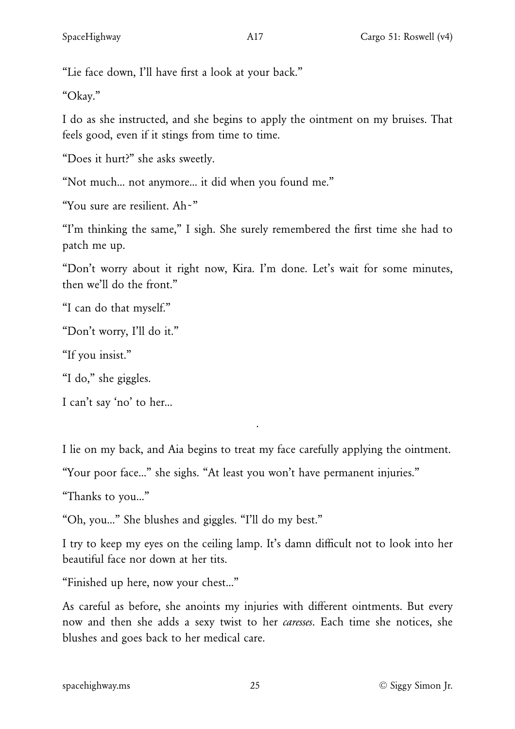"Lie face down, I'll have first a look at your back."

"Okay."

I do as she instructed, and she begins to apply the ointment on my bruises. That feels good, even if it stings from time to time.

"Does it hurt?" she asks sweetly.

"Not much… not anymore… it did when you found me."

"You sure are resilient. Ah~"

"I'm thinking the same," I sigh. She surely remembered the first time she had to patch me up.

"Don't worry about it right now, Kira. I'm done. Let's wait for some minutes, then we'll do the front."

"I can do that myself."

"Don't worry, I'll do it."

"If you insist."

"I do," she giggles.

I can't say 'no' to her…

·

I lie on my back, and Aia begins to treat my face carefully applying the ointment.

"Your poor face…" she sighs. "At least you won't have permanent injuries."

"Thanks to you…"

"Oh, you…" She blushes and giggles. "I'll do my best."

I try to keep my eyes on the ceiling lamp. It's damn difficult not to look into her beautiful face nor down at her tits.

"Finished up here, now your chest…"

As careful as before, she anoints my injuries with different ointments. But every now and then she adds a sexy twist to her *caresses*. Each time she notices, she blushes and goes back to her medical care.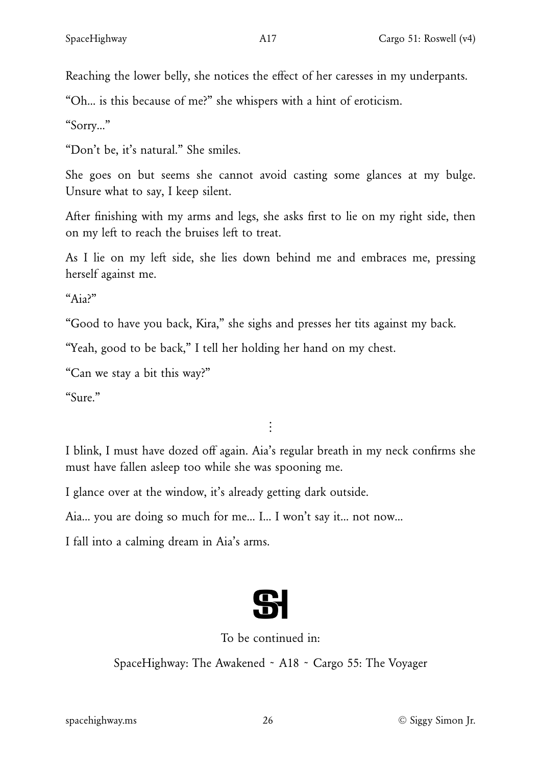Reaching the lower belly, she notices the effect of her caresses in my underpants.

"Oh... is this because of me?" she whispers with a hint of eroticism.

"Sorry..."

"Don't be, it's natural." She smiles.

She goes on but seems she cannot avoid casting some glances at my bulge. Unsure what to say, I keep silent.

After finishing with my arms and legs, she asks first to lie on my right side, then on my left to reach the bruises left to treat.

As I lie on my left side, she lies down behind me and embraces me, pressing herself against me.

"Aia?"

"Good to have you back, Kira," she sighs and presses her tits against my back.

"Yeah, good to be back," I tell her holding her hand on my chest.

"Can we stay a bit this way?"

"Sure."

⋮

I blink, I must have dozed off again. Aia's regular breath in my neck confirms she must have fallen asleep too while she was spooning me.

I glance over at the window, it's already getting dark outside.

Aia... you are doing so much for me... I... I won't say it... not now...

I fall into a calming dream in Aia's arms.

SH

To be continued in:

SpaceHighway: The Awakened ~ A18 ~ Cargo 55: The Voyager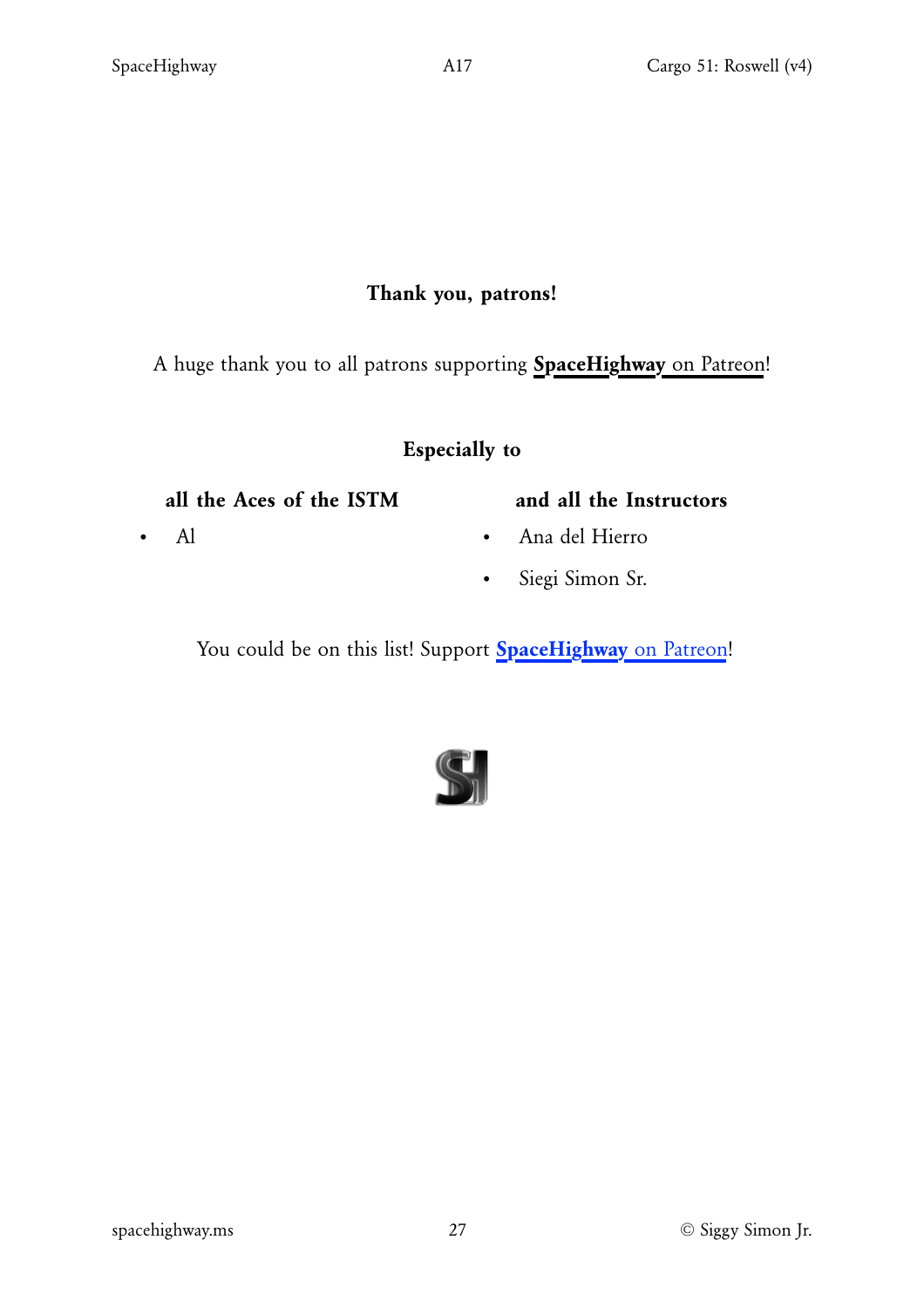**Thank you, patrons!**

A huge thank you to all patrons supporting **SpaceHighway** on Patreon!

**Especially to**

**all the Aces of the ISTM**

- Al

**and all the Instructors**

- Ana del Hierro
- Siegi Simon Sr.

You could be on this list! Support **SpaceHighway** on Patreon!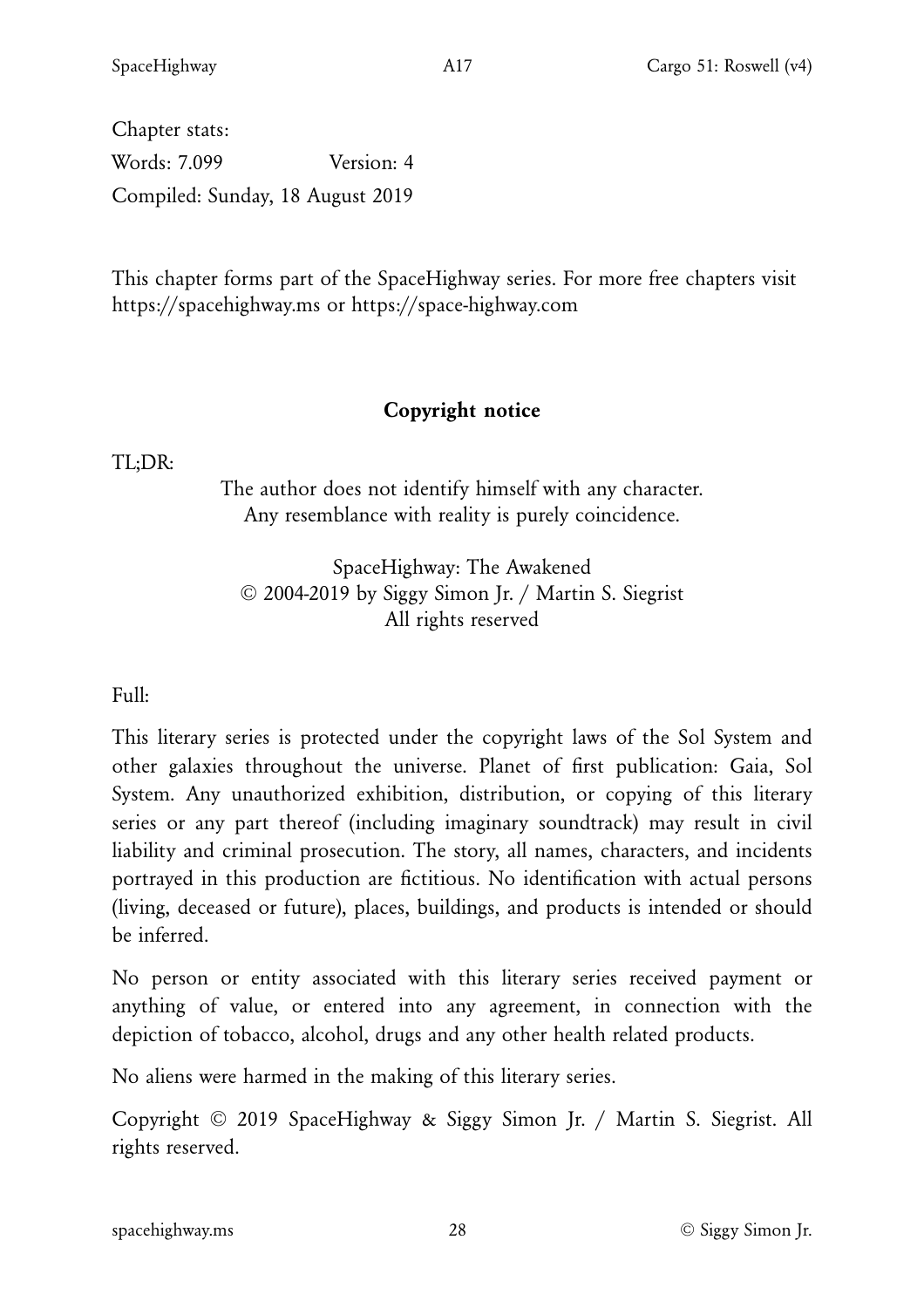Chapter stats:

Words: 7.099 Version: 4

Compiled: Sunday, 18 August 2019

This chapter forms part of the SpaceHighway series. For more free chapters visit https://spacehighway.ms or https://space-highway.com

**Copyright notice**

TL;DR:

The author does not identify himself with any character.
Any resemblance with reality is purely coincidence.

SpaceHighway: The Awakened
© 2004-2019 by Siggy Simon Jr. / Martin S. Siegrist
All rights reserved

Full:

This literary series is protected under the copyright laws of the Sol System and other galaxies throughout the universe. Planet of first publication: Gaia, Sol System. Any unauthorized exhibition, distribution, or copying of this literary series or any part thereof (including imaginary soundtrack) may result in civil liability and criminal prosecution. The story, all names, characters, and incidents portrayed in this production are fictitious. No identification with actual persons (living, deceased or future), places, buildings, and products is intended or should be inferred.

No person or entity associated with this literary series received payment or anything of value, or entered into any agreement, in connection with the depiction of tobacco, alcohol, drugs and any other health related products.

No aliens were harmed in the making of this literary series.

Copyright © 2019 SpaceHighway & Siggy Simon Jr. / Martin S. Siegrist. All rights reserved.